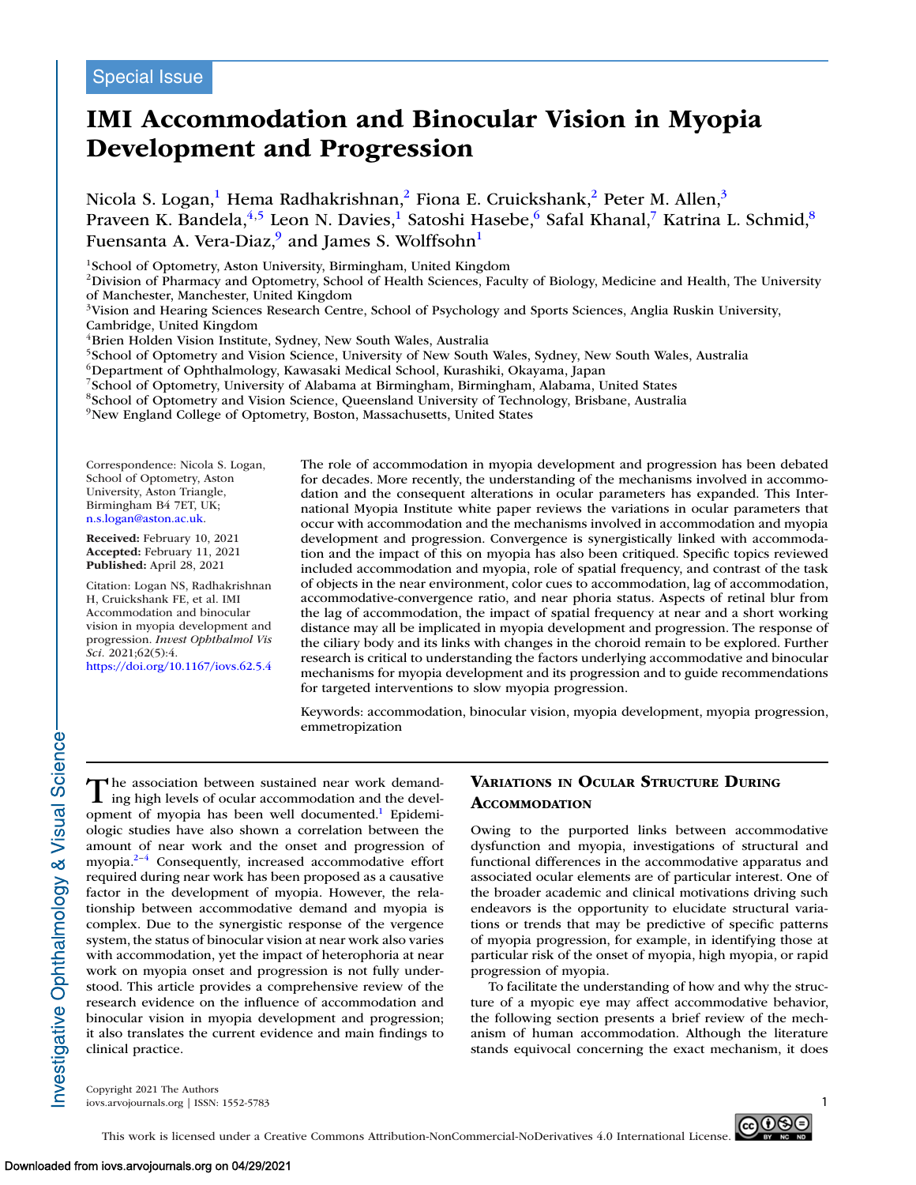Special Issue

# IMI Accommodation and Binocular Vision in Myopia Development and Progression

Nicola S. Logan,[1] Hema Radhakrishnan,[2] Fiona E. Cruickshank,[2] Peter M. Allen,[3] Praveen K. Bandela,[4,5] Leon N. Davies,[1] Satoshi Hasebe,[6] Safal Khanal,[7] Katrina L. Schmid,[8] Fuensanta A. Vera-Diaz,[9] and James S. Wolffsohn[1]

[1]School of Optometry, Aston University, Birmingham, United Kingdom
[2]Division of Pharmacy and Optometry, School of Health Sciences, Faculty of Biology, Medicine and Health, The University of Manchester, Manchester, United Kingdom
[3]Vision and Hearing Sciences Research Centre, School of Psychology and Sports Sciences, Anglia Ruskin University, Cambridge, United Kingdom
[4]Brien Holden Vision Institute, Sydney, New South Wales, Australia
[5]School of Optometry and Vision Science, University of New South Wales, Sydney, New South Wales, Australia
[6]Department of Ophthalmology, Kawasaki Medical School, Kurashiki, Okayama, Japan
[7]School of Optometry, University of Alabama at Birmingham, Birmingham, Alabama, United States
[8]School of Optometry and Vision Science, Queensland University of Technology, Brisbane, Australia
[9]New England College of Optometry, Boston, Massachusetts, United States

Correspondence: Nicola S. Logan, School of Optometry, Aston University, Aston Triangle, Birmingham B4 7ET, UK; n.s.logan@aston.ac.uk.

**Received:** February 10, 2021
**Accepted:** February 11, 2021
**Published:** April 28, 2021

Citation: Logan NS, Radhakrishnan H, Cruickshank FE, et al. IMI Accommodation and binocular vision in myopia development and progression. *Invest Ophthalmol Vis Sci.* 2021;62(5):4. https://doi.org/10.1167/iovs.62.5.4

The role of accommodation in myopia development and progression has been debated for decades. More recently, the understanding of the mechanisms involved in accommodation and the consequent alterations in ocular parameters has expanded. This International Myopia Institute white paper reviews the variations in ocular parameters that occur with accommodation and the mechanisms involved in accommodation and myopia development and progression. Convergence is synergistically linked with accommodation and the impact of this on myopia has also been critiqued. Specific topics reviewed included accommodation and myopia, role of spatial frequency, and contrast of the task of objects in the near environment, color cues to accommodation, lag of accommodation, accommodative-convergence ratio, and near phoria status. Aspects of retinal blur from the lag of accommodation, the impact of spatial frequency at near and a short working distance may all be implicated in myopia development and progression. The response of the ciliary body and its links with changes in the choroid remain to be explored. Further research is critical to understanding the factors underlying accommodative and binocular mechanisms for myopia development and its progression and to guide recommendations for targeted interventions to slow myopia progression.

Keywords: accommodation, binocular vision, myopia development, myopia progression, emmetropization

The association between sustained near work demanding high levels of ocular accommodation and the development of myopia has been well documented.[1] Epidemiologic studies have also shown a correlation between the amount of near work and the onset and progression of myopia.[2–4] Consequently, increased accommodative effort required during near work has been proposed as a causative factor in the development of myopia. However, the relationship between accommodative demand and myopia is complex. Due to the synergistic response of the vergence system, the status of binocular vision at near work also varies with accommodation, yet the impact of heterophoria at near work on myopia onset and progression is not fully understood. This article provides a comprehensive review of the research evidence on the influence of accommodation and binocular vision in myopia development and progression; it also translates the current evidence and main findings to clinical practice.

## Variations in Ocular Structure During Accommodation

Owing to the purported links between accommodative dysfunction and myopia, investigations of structural and functional differences in the accommodative apparatus and associated ocular elements are of particular interest. One of the broader academic and clinical motivations driving such endeavors is the opportunity to elucidate structural variations or trends that may be predictive of specific patterns of myopia progression, for example, in identifying those at particular risk of the onset of myopia, high myopia, or rapid progression of myopia.

To facilitate the understanding of how and why the structure of a myopic eye may affect accommodative behavior, the following section presents a brief review of the mechanism of human accommodation. Although the literature stands equivocal concerning the exact mechanism, it does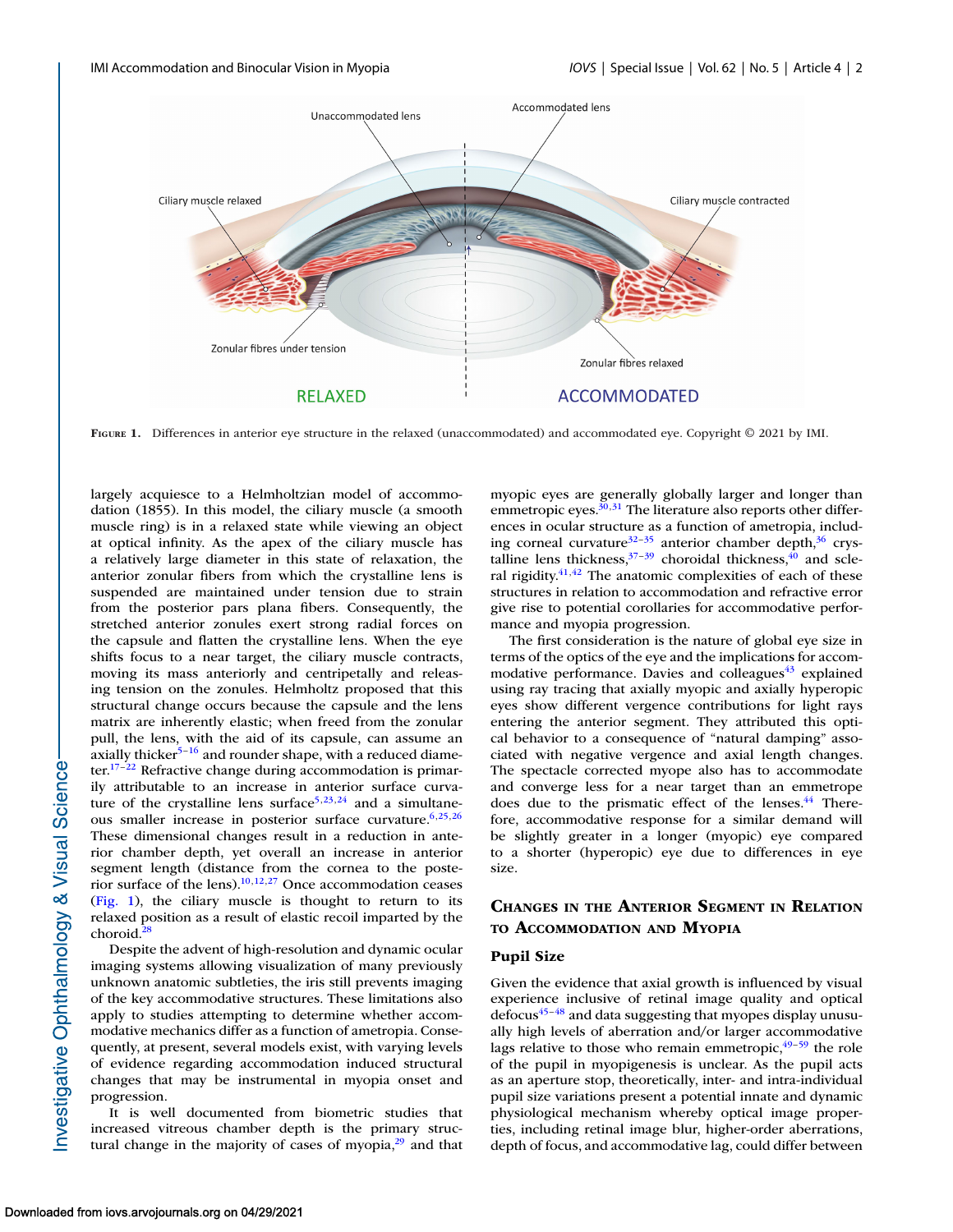FIGURE 1. Differences in anterior eye structure in the relaxed (unaccommodated) and accommodated eye. Copyright © 2021 by IMI.

largely acquiesce to a Helmholtzian model of accommodation (1855). In this model, the ciliary muscle (a smooth muscle ring) is in a relaxed state while viewing an object at optical infinity. As the apex of the ciliary muscle has a relatively large diameter in this state of relaxation, the anterior zonular fibers from which the crystalline lens is suspended are maintained under tension due to strain from the posterior pars plana fibers. Consequently, the stretched anterior zonules exert strong radial forces on the capsule and flatten the crystalline lens. When the eye shifts focus to a near target, the ciliary muscle contracts, moving its mass anteriorly and centripetally and releasing tension on the zonules. Helmholtz proposed that this structural change occurs because the capsule and the lens matrix are inherently elastic; when freed from the zonular pull, the lens, with the aid of its capsule, can assume an axially thicker[5–16] and rounder shape, with a reduced diameter.[17–22] Refractive change during accommodation is primarily attributable to an increase in anterior surface curvature of the crystalline lens surface[5,23,24] and a simultaneous smaller increase in posterior surface curvature.[6,25,26] These dimensional changes result in a reduction in anterior chamber depth, yet overall an increase in anterior segment length (distance from the cornea to the posterior surface of the lens).[10,12,27] Once accommodation ceases (Fig. 1), the ciliary muscle is thought to return to its relaxed position as a result of elastic recoil imparted by the choroid.[28]

Despite the advent of high-resolution and dynamic ocular imaging systems allowing visualization of many previously unknown anatomic subtleties, the iris still prevents imaging of the key accommodative structures. These limitations also apply to studies attempting to determine whether accommodative mechanics differ as a function of ametropia. Consequently, at present, several models exist, with varying levels of evidence regarding accommodation induced structural changes that may be instrumental in myopia onset and progression.

It is well documented from biometric studies that increased vitreous chamber depth is the primary structural change in the majority of cases of myopia,[29] and that myopic eyes are generally globally larger and longer than emmetropic eyes.[30,31] The literature also reports other differences in ocular structure as a function of ametropia, including corneal curvature[32–35] anterior chamber depth,[36] crystalline lens thickness,[37–39] choroidal thickness,[40] and scleral rigidity.[41,42] The anatomic complexities of each of these structures in relation to accommodation and refractive error give rise to potential corollaries for accommodative performance and myopia progression.

The first consideration is the nature of global eye size in terms of the optics of the eye and the implications for accommodative performance. Davies and colleagues[43] explained using ray tracing that axially myopic and axially hyperopic eyes show different vergence contributions for light rays entering the anterior segment. They attributed this optical behavior to a consequence of "natural damping" associated with negative vergence and axial length changes. The spectacle corrected myope also has to accommodate and converge less for a near target than an emmetrope does due to the prismatic effect of the lenses.[44] Therefore, accommodative response for a similar demand will be slightly greater in a longer (myopic) eye compared to a shorter (hyperopic) eye due to differences in eye size.

## CHANGES IN THE ANTERIOR SEGMENT IN RELATION TO ACCOMMODATION AND MYOPIA

### Pupil Size

Given the evidence that axial growth is influenced by visual experience inclusive of retinal image quality and optical defocus[45–48] and data suggesting that myopes display unusually high levels of aberration and/or larger accommodative lags relative to those who remain emmetropic,[49–59] the role of the pupil in myopigenesis is unclear. As the pupil acts as an aperture stop, theoretically, inter- and intra-individual pupil size variations present a potential innate and dynamic physiological mechanism whereby optical image properties, including retinal image blur, higher-order aberrations, depth of focus, and accommodative lag, could differ between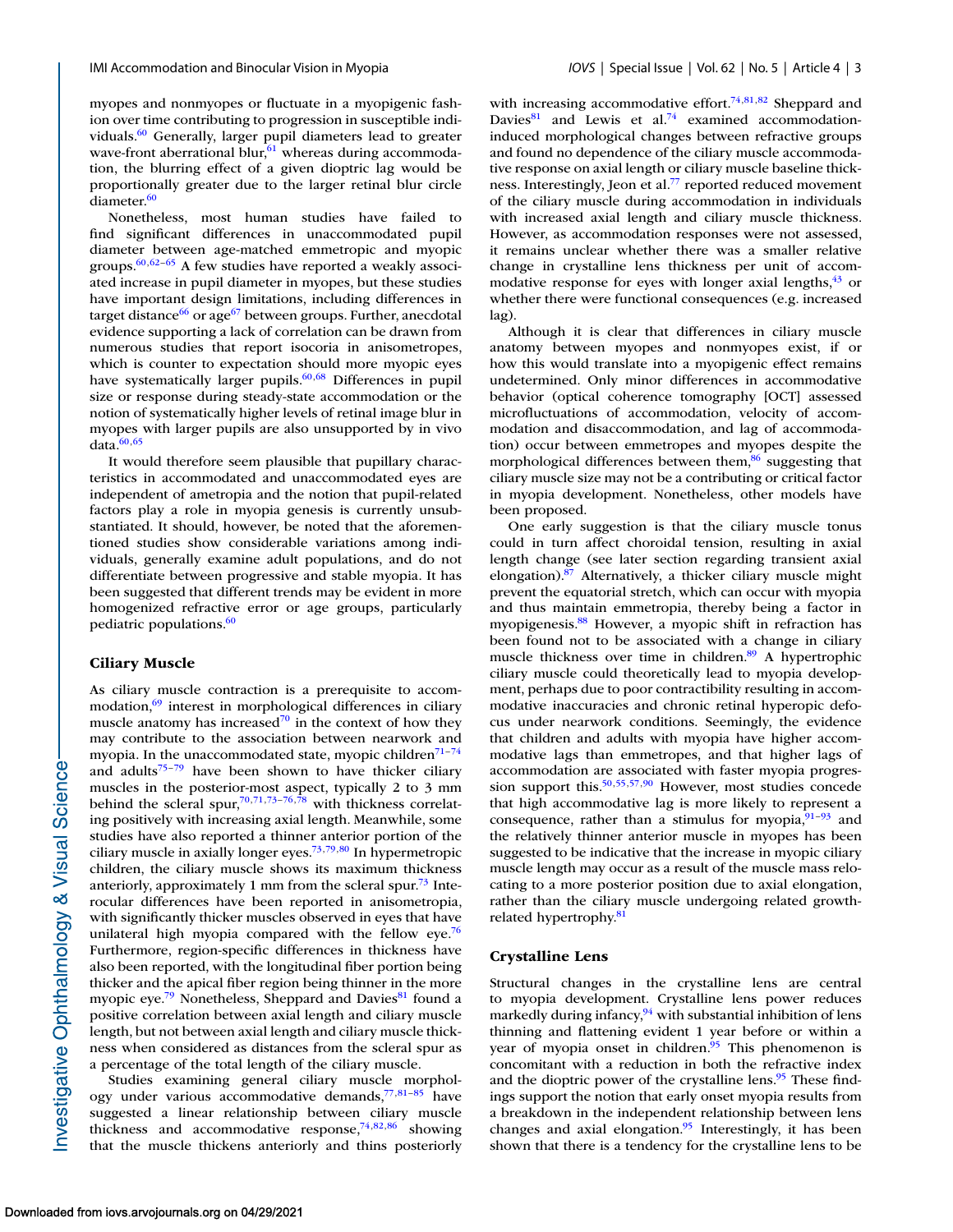myopes and nonmyopes or fluctuate in a myopigenic fashion over time contributing to progression in susceptible individuals.[60] Generally, larger pupil diameters lead to greater wave-front aberrational blur,[61] whereas during accommodation, the blurring effect of a given dioptric lag would be proportionally greater due to the larger retinal blur circle diameter.[60]

Nonetheless, most human studies have failed to find significant differences in unaccommodated pupil diameter between age-matched emmetropic and myopic groups.[60,62–65] A few studies have reported a weakly associated increase in pupil diameter in myopes, but these studies have important design limitations, including differences in target distance[66] or age[67] between groups. Further, anecdotal evidence supporting a lack of correlation can be drawn from numerous studies that report isocoria in anisometropes, which is counter to expectation should more myopic eyes have systematically larger pupils.[60,68] Differences in pupil size or response during steady-state accommodation or the notion of systematically higher levels of retinal image blur in myopes with larger pupils are also unsupported by in vivo data.[60,65]

It would therefore seem plausible that pupillary characteristics in accommodated and unaccommodated eyes are independent of ametropia and the notion that pupil-related factors play a role in myopia genesis is currently unsubstantiated. It should, however, be noted that the aforementioned studies show considerable variations among individuals, generally examine adult populations, and do not differentiate between progressive and stable myopia. It has been suggested that different trends may be evident in more homogenized refractive error or age groups, particularly pediatric populations.[60]

### Ciliary Muscle

As ciliary muscle contraction is a prerequisite to accommodation,[69] interest in morphological differences in ciliary muscle anatomy has increased[70] in the context of how they may contribute to the association between nearwork and myopia. In the unaccommodated state, myopic children[71–74] and adults[75–79] have been shown to have thicker ciliary muscles in the posterior-most aspect, typically 2 to 3 mm behind the scleral spur,[70,71,73–76,78] with thickness correlating positively with increasing axial length. Meanwhile, some studies have also reported a thinner anterior portion of the ciliary muscle in axially longer eyes.[73,79,80] In hypermetropic children, the ciliary muscle shows its maximum thickness anteriorly, approximately 1 mm from the scleral spur.[73] Interocular differences have been reported in anisometropia, with significantly thicker muscles observed in eyes that have unilateral high myopia compared with the fellow eye.[76] Furthermore, region-specific differences in thickness have also been reported, with the longitudinal fiber portion being thicker and the apical fiber region being thinner in the more myopic eye.[79] Nonetheless, Sheppard and Davies[81] found a positive correlation between axial length and ciliary muscle length, but not between axial length and ciliary muscle thickness when considered as distances from the scleral spur as a percentage of the total length of the ciliary muscle.

Studies examining general ciliary muscle morphology under various accommodative demands,[77,81–85] have suggested a linear relationship between ciliary muscle thickness and accommodative response,[74,82,86] showing that the muscle thickens anteriorly and thins posteriorly with increasing accommodative effort.[74,81,82] Sheppard and Davies[81] and Lewis et al.[74] examined accommodation-induced morphological changes between refractive groups and found no dependence of the ciliary muscle accommodative response on axial length or ciliary muscle baseline thickness. Interestingly, Jeon et al.[77] reported reduced movement of the ciliary muscle during accommodation in individuals with increased axial length and ciliary muscle thickness. However, as accommodation responses were not assessed, it remains unclear whether there was a smaller relative change in crystalline lens thickness per unit of accommodative response for eyes with longer axial lengths,[43] or whether there were functional consequences (e.g. increased lag).

Although it is clear that differences in ciliary muscle anatomy between myopes and nonmyopes exist, if or how this would translate into a myopigenic effect remains undetermined. Only minor differences in accommodative behavior (optical coherence tomography [OCT] assessed microfluctuations of accommodation, velocity of accommodation and disaccommodation, and lag of accommodation) occur between emmetropes and myopes despite the morphological differences between them,[86] suggesting that ciliary muscle size may not be a contributing or critical factor in myopia development. Nonetheless, other models have been proposed.

One early suggestion is that the ciliary muscle tonus could in turn affect choroidal tension, resulting in axial length change (see later section regarding transient axial elongation).[87] Alternatively, a thicker ciliary muscle might prevent the equatorial stretch, which can occur with myopia and thus maintain emmetropia, thereby being a factor in myopigenesis.[88] However, a myopic shift in refraction has been found not to be associated with a change in ciliary muscle thickness over time in children.[89] A hypertrophic ciliary muscle could theoretically lead to myopia development, perhaps due to poor contractibility resulting in accommodative inaccuracies and chronic retinal hyperopic defocus under nearwork conditions. Seemingly, the evidence that children and adults with myopia have higher accommodative lags than emmetropes, and that higher lags of accommodation are associated with faster myopia progression support this.[50,55,57,90] However, most studies concede that high accommodative lag is more likely to represent a consequence, rather than a stimulus for myopia,[91–93] and the relatively thinner anterior muscle in myopes has been suggested to be indicative that the increase in myopic ciliary muscle length may occur as a result of the muscle mass relocating to a more posterior position due to axial elongation, rather than the ciliary muscle undergoing related growth-related hypertrophy.[81]

### Crystalline Lens

Structural changes in the crystalline lens are central to myopia development. Crystalline lens power reduces markedly during infancy,[94] with substantial inhibition of lens thinning and flattening evident 1 year before or within a year of myopia onset in children.[95] This phenomenon is concomitant with a reduction in both the refractive index and the dioptric power of the crystalline lens.[95] These findings support the notion that early onset myopia results from a breakdown in the independent relationship between lens changes and axial elongation.[95] Interestingly, it has been shown that there is a tendency for the crystalline lens to be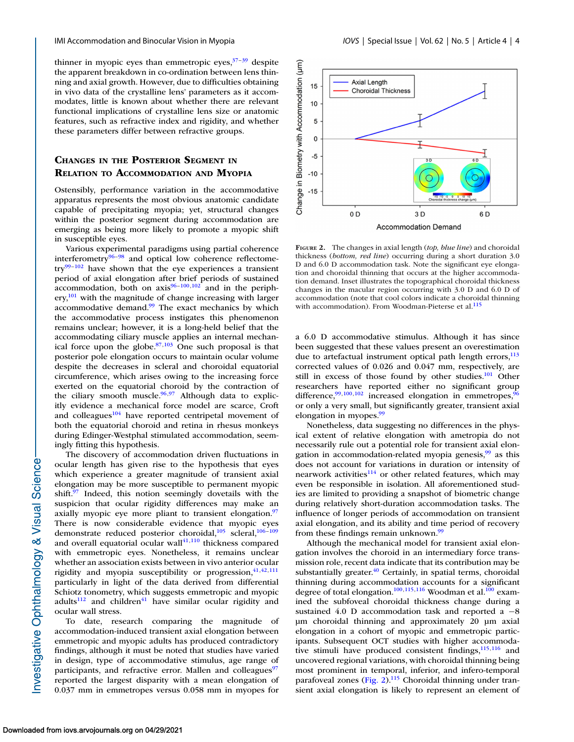thinner in myopic eyes than emmetropic eyes,[37–39] despite the apparent breakdown in co-ordination between lens thinning and axial growth. However, due to difficulties obtaining in vivo data of the crystalline lens' parameters as it accommodates, little is known about whether there are relevant functional implications of crystalline lens size or anatomic features, such as refractive index and rigidity, and whether these parameters differ between refractive groups.

## Changes in the Posterior Segment in Relation to Accommodation and Myopia

Ostensibly, performance variation in the accommodative apparatus represents the most obvious anatomic candidate capable of precipitating myopia; yet, structural changes within the posterior segment during accommodation are emerging as being more likely to promote a myopic shift in susceptible eyes.

Various experimental paradigms using partial coherence interferometry[96–98] and optical low coherence reflectometry[99–102] have shown that the eye experiences a transient period of axial elongation after brief periods of sustained accommodation, both on axis[96–100,102] and in the periphery,[101] with the magnitude of change increasing with larger accommodative demand.[99] The exact mechanics by which the accommodative process instigates this phenomenon remains unclear; however, it is a long-held belief that the accommodating ciliary muscle applies an internal mechanical force upon the globe.[87,103] One such proposal is that posterior pole elongation occurs to maintain ocular volume despite the decreases in scleral and choroidal equatorial circumference, which arises owing to the increasing force exerted on the equatorial choroid by the contraction of the ciliary smooth muscle.[96,97] Although data to explicitly evidence a mechanical force model are scarce, Croft and colleagues[104] have reported centripetal movement of both the equatorial choroid and retina in rhesus monkeys during Edinger-Westphal stimulated accommodation, seemingly fitting this hypothesis.

The discovery of accommodation driven fluctuations in ocular length has given rise to the hypothesis that eyes which experience a greater magnitude of transient axial elongation may be more susceptible to permanent myopic shift.[97] Indeed, this notion seemingly dovetails with the suspicion that ocular rigidity differences may make an axially myopic eye more pliant to transient elongation.[97] There is now considerable evidence that myopic eyes demonstrate reduced posterior choroidal,[105] scleral,[106–109] and overall equatorial ocular wall[41,110] thickness compared with emmetropic eyes. Nonetheless, it remains unclear whether an association exists between in vivo anterior ocular rigidity and myopia susceptibility or progression,[41,42,111] particularly in light of the data derived from differential Schiotz tonometry, which suggests emmetropic and myopic adults[112] and children[41] have similar ocular rigidity and ocular wall stress.

To date, research comparing the magnitude of accommodation-induced transient axial elongation between emmetropic and myopic adults has produced contradictory findings, although it must be noted that studies have varied in design, type of accommodative stimulus, age range of participants, and refractive error. Mallen and colleagues[97] reported the largest disparity with a mean elongation of 0.037 mm in emmetropes versus 0.058 mm in myopes for a 6.0 D accommodative stimulus. Although it has since been suggested that these values present an overestimation due to artefactual instrument optical path length errors,[113] corrected values of 0.026 and 0.047 mm, respectively, are still in excess of those found by other studies.[101] Other researchers have reported either no significant group difference,[99,100,102] increased elongation in emmetropes,[96] or only a very small, but significantly greater, transient axial elongation in myopes.[99]

Nonetheless, data suggesting no differences in the physical extent of relative elongation with ametropia do not necessarily rule out a potential role for transient axial elongation in accommodation-related myopia genesis,[99] as this does not account for variations in duration or intensity of nearwork activities[114] or other related features, which may even be responsible in isolation. All aforementioned studies are limited to providing a snapshot of biometric change during relatively short-duration accommodation tasks. The influence of longer periods of accommodation on transient axial elongation, and its ability and time period of recovery from these findings remain unknown.[99]

Although the mechanical model for transient axial elongation involves the choroid in an intermediary force transmission role, recent data indicate that its contribution may be substantially greater.[40] Certainly, in spatial terms, choroidal thinning during accommodation accounts for a significant degree of total elongation.[100,115,116] Woodman et al.[100] examined the subfoveal choroidal thickness change during a sustained 4.0 D accommodation task and reported a −8 µm choroidal thinning and approximately 20 µm axial elongation in a cohort of myopic and emmetropic participants. Subsequent OCT studies with higher accommodative stimuli have produced consistent findings,[115,116] and uncovered regional variations, with choroidal thinning being most prominent in temporal, inferior, and infero-temporal parafoveal zones (Fig. 2).[115] Choroidal thinning under transient axial elongation is likely to represent an element of

**Figure 2.** The changes in axial length (*top, blue line*) and choroidal thickness (*bottom, red line*) occurring during a short duration 3.0 D and 6.0 D accommodation task. Note the significant eye elongation and choroidal thinning that occurs at the higher accommodation demand. Inset illustrates the topographical choroidal thickness changes in the macular region occurring with 3.0 D and 6.0 D of accommodation (note that cool colors indicate a choroidal thinning with accommodation). From Woodman-Pieterse et al.[115]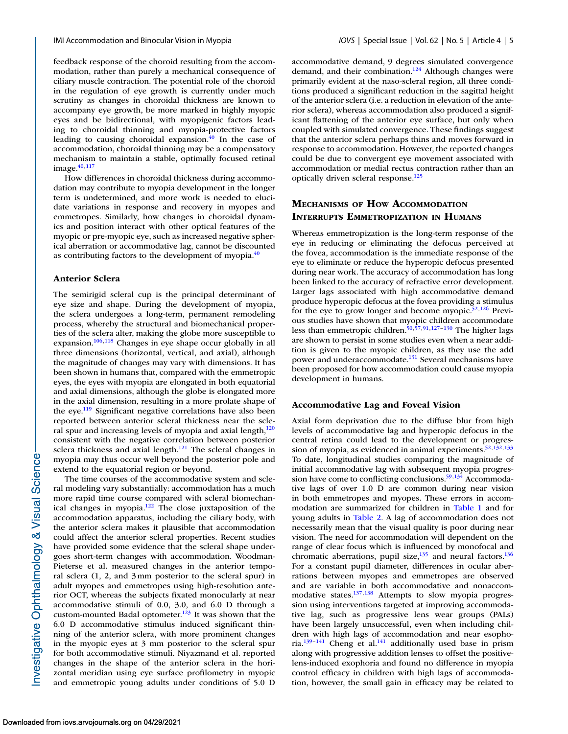feedback response of the choroid resulting from the accommodation, rather than purely a mechanical consequence of ciliary muscle contraction. The potential role of the choroid in the regulation of eye growth is currently under much scrutiny as changes in choroidal thickness are known to accompany eye growth, be more marked in highly myopic eyes and be bidirectional, with myopigenic factors leading to choroidal thinning and myopia-protective factors leading to causing choroidal expansion.[40] In the case of accommodation, choroidal thinning may be a compensatory mechanism to maintain a stable, optimally focused retinal image.[40,117]

How differences in choroidal thickness during accommodation may contribute to myopia development in the longer term is undetermined, and more work is needed to elucidate variations in response and recovery in myopes and emmetropes. Similarly, how changes in choroidal dynamics and position interact with other optical features of the myopic or pre-myopic eye, such as increased negative spherical aberration or accommodative lag, cannot be discounted as contributing factors to the development of myopia.[40]

### Anterior Sclera

The semirigid scleral cup is the principal determinant of eye size and shape. During the development of myopia, the sclera undergoes a long-term, permanent remodeling process, whereby the structural and biomechanical properties of the sclera alter, making the globe more susceptible to expansion.[106,118] Changes in eye shape occur globally in all three dimensions (horizontal, vertical, and axial), although the magnitude of changes may vary with dimensions. It has been shown in humans that, compared with the emmetropic eyes, the eyes with myopia are elongated in both equatorial and axial dimensions, although the globe is elongated more in the axial dimension, resulting in a more prolate shape of the eye.[119] Significant negative correlations have also been reported between anterior scleral thickness near the scleral spur and increasing levels of myopia and axial length,[120] consistent with the negative correlation between posterior sclera thickness and axial length.[121] The scleral changes in myopia may thus occur well beyond the posterior pole and extend to the equatorial region or beyond.

The time courses of the accommodative system and scleral modeling vary substantially: accommodation has a much more rapid time course compared with scleral biomechanical changes in myopia.[122] The close juxtaposition of the accommodation apparatus, including the ciliary body, with the anterior sclera makes it plausible that accommodation could affect the anterior scleral properties. Recent studies have provided some evidence that the scleral shape undergoes short-term changes with accommodation. Woodman-Pieterse et al. measured changes in the anterior temporal sclera (1, 2, and 3 mm posterior to the scleral spur) in adult myopes and emmetropes using high-resolution anterior OCT, whereas the subjects fixated monocularly at near accommodative stimuli of 0.0, 3.0, and 6.0 D through a custom-mounted Badal optometer.[123] It was shown that the 6.0 D accommodative stimulus induced significant thinning of the anterior sclera, with more prominent changes in the myopic eyes at 3 mm posterior to the scleral spur for both accommodative stimuli. Niyazmand et al. reported changes in the shape of the anterior sclera in the horizontal meridian using eye surface profilometry in myopic and emmetropic young adults under conditions of 5.0 D accommodative demand, 9 degrees simulated convergence demand, and their combination.[124] Although changes were primarily evident at the naso-scleral region, all three conditions produced a significant reduction in the sagittal height of the anterior sclera (i.e. a reduction in elevation of the anterior sclera), whereas accommodation also produced a significant flattening of the anterior eye surface, but only when coupled with simulated convergence. These findings suggest that the anterior sclera perhaps thins and moves forward in response to accommodation. However, the reported changes could be due to convergent eye movement associated with accommodation or medial rectus contraction rather than an optically driven scleral response.[125]

## Mechanisms of How Accommodation Interrupts Emmetropization in Humans

Whereas emmetropization is the long-term response of the eye in reducing or eliminating the defocus perceived at the fovea, accommodation is the immediate response of the eye to eliminate or reduce the hyperopic defocus presented during near work. The accuracy of accommodation has long been linked to the accuracy of refractive error development. Larger lags associated with high accommodative demand produce hyperopic defocus at the fovea providing a stimulus for the eye to grow longer and become myopic.[52,126] Previous studies have shown that myopic children accommodate less than emmetropic children.[50,57,91,127–130] The higher lags are shown to persist in some studies even when a near addition is given to the myopic children, as they use the add power and underaccommodate.[131] Several mechanisms have been proposed for how accommodation could cause myopia development in humans.

### Accommodative Lag and Foveal Vision

Axial form deprivation due to the diffuse blur from high levels of accommodative lag and hyperopic defocus in the central retina could lead to the development or progression of myopia, as evidenced in animal experiments.[52,132,133] To date, longitudinal studies comparing the magnitude of initial accommodative lag with subsequent myopia progression have come to conflicting conclusions.[59,134] Accommodative lags of over 1.0 D are common during near vision in both emmetropes and myopes. These errors in accommodation are summarized for children in Table 1 and for young adults in Table 2. A lag of accommodation does not necessarily mean that the visual quality is poor during near vision. The need for accommodation will dependent on the range of clear focus which is influenced by monofocal and chromatic aberrations, pupil size,[135] and neural factors.[136] For a constant pupil diameter, differences in ocular aberrations between myopes and emmetropes are observed and are variable in both accommodative and nonaccommodative states.[137,138] Attempts to slow myopia progression using interventions targeted at improving accommodative lag, such as progressive lens wear groups (PALs) have been largely unsuccessful, even when including children with high lags of accommodation and near esophoria.[139–141] Cheng et al.[141] additionally used base in prism along with progressive addition lenses to offset the positive-lens-induced exophoria and found no difference in myopia control efficacy in children with high lags of accommodation, however, the small gain in efficacy may be related to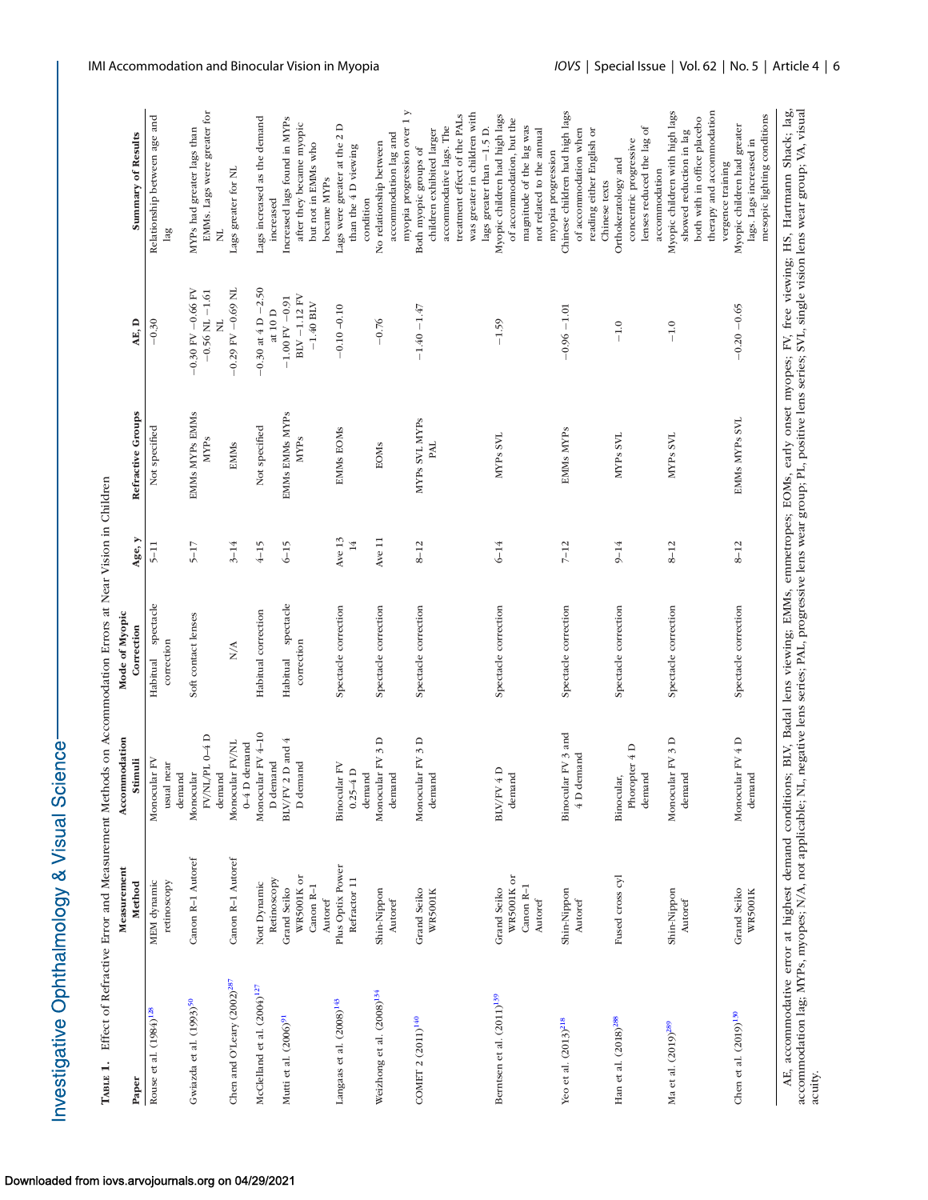**Table 1.** Effect of Refractive Error and Measurement Methods on Accommodation Errors at Near Vision in Children

| Paper | Measurement Method | Accommodation Stimuli | Mode of Myopic Correction | Age, y | Refractive Groups | AE, D | Summary of Results |
|---|---|---|---|---|---|---|---|
| Rouse et al. (1984)[128] | MEM dynamic retinoscopy | Monocular FV usual near demand | Habitual spectacle correction | 5–11 | Not specified | −0.30 | Relationship between age and lag |
| Gwiazda et al. (1993)[50] | Canon R-1 Autoref | Monocular FV/NL/PL 0–4 D demand | Soft contact lenses | 5–17 | EMMs MYPs EMMs MYPs | −0.30 FV −0.66 FV −0.56 NL −1.61 NL | MYPs had greater lags than EMMs. Lags were greater for NL |
| Chen and O'Leary (2002)[287] | Canon R-1 Autoref | Monocular FV/NL 0–4 D demand | N/A | 3–14 | EMMs | −0.29 FV −0.69 NL | Lags greater for NL |
| McClelland et al. (2004)[127] | Nott Dynamic Retinoscopy | Monocular FV 4–10 D demand | Habitual correction | 4–15 | Not specified | −0.30 at 4 D −2.50 at 10 D | Lags increased as the demand increased |
| Mutti et al. (2006)[91] | Grand Seiko WR5001K or Canon R-1 Autoref | BLV/FV 2 D and 4 D demand | Habitual spectacle correction | 6–15 | EMMs EMMs MYPs MYPs | −1.00 FV −0.91 BLV −1.12 FV −1.40 BLV | Increased lags found in MYPs after they became myopic but not in EMMs who became MYPs |
| Langaas et al. (2008)[145] | Plus Optix Power Refractor 11 | Binocular FV 0.25–4 D demand | Spectacle correction | Ave 13 14 | EMMs EOMs | −0.10 −0.10 | Lags were greater at the 2 D than the 4 D viewing condition |
| Weizhong et al. (2008)[134] | Shin-Nippon Autoref | Monocular FV 3 D demand | Spectacle correction | Ave 11 | EOMs | −0.76 | No relationship between accommodation lag and myopia progression over 1 y |
| COMET 2 (2011)[140] | Grand Seiko WR5001K | Monocular FV 3 D demand | Spectacle correction | 8–12 | MYPs SVL MYPs PAL | −1.40 −1.47 | Both myopic groups of children exhibited larger accommodative lags. The treatment effect of the PALs was greater in children with lags greater than −1.5 D. |
| Berntsen et al. (2011)[139] | Grand Seiko WR5001K or Canon R-1 Autoref | BLV/FV 4 D demand | Spectacle correction | 6–14 | MYPs SVL | −1.59 | Myopic children had high lags of accommodation, but the magnitude of the lag was not related to the annual myopia progression |
| Yeo et al. (2013)[218] | Shin-Nippon Autoref | Binocular FV 3 and 4 D demand | Spectacle correction | 7–12 | EMMs MYPs | −0.96 −1.01 | Chinese children had high lags of accommodation when reading either English or Chinese texts |
| Han et al. (2018)[288] | Fused cross cyl | Binocular, Phoropter 4 D demand | Spectacle correction | 9–14 | MYPs SVL | −1.0 | Orthokeratology and concentric progressive lenses reduced the lag of accommodation |
| Ma et al. (2019)[289] | Shin-Nippon Autoref | Monocular FV 3 D demand | Spectacle correction | 8–12 | MYPs SVL | −1.0 | Myopic children with high lags showed reduction in lag both with in office placebo therapy and accommodation vergence training |
| Chen et al. (2019)[130] | Grand Seiko WR5001K | Monocular FV 4 D demand | Spectacle correction | 8–12 | EMMs MYPs SVL | −0.20 −0.65 | Myopic children had greater lags. Lags increased in mesopic lighting conditions |

AE, accommodative error at highest demand conditions; BLV, Badal lens viewing; EMMs, emmetropes; EOMs, early onset myopes; FV, free viewing; HS, Hartmann Shack; lag, accommodation lag; MYPs, myopes; N/A, not applicable; NL, negative lens series; PAL, progressive lens wear group; PL, positive lens series; SVL, single vision lens wear group; VA, visual acuity.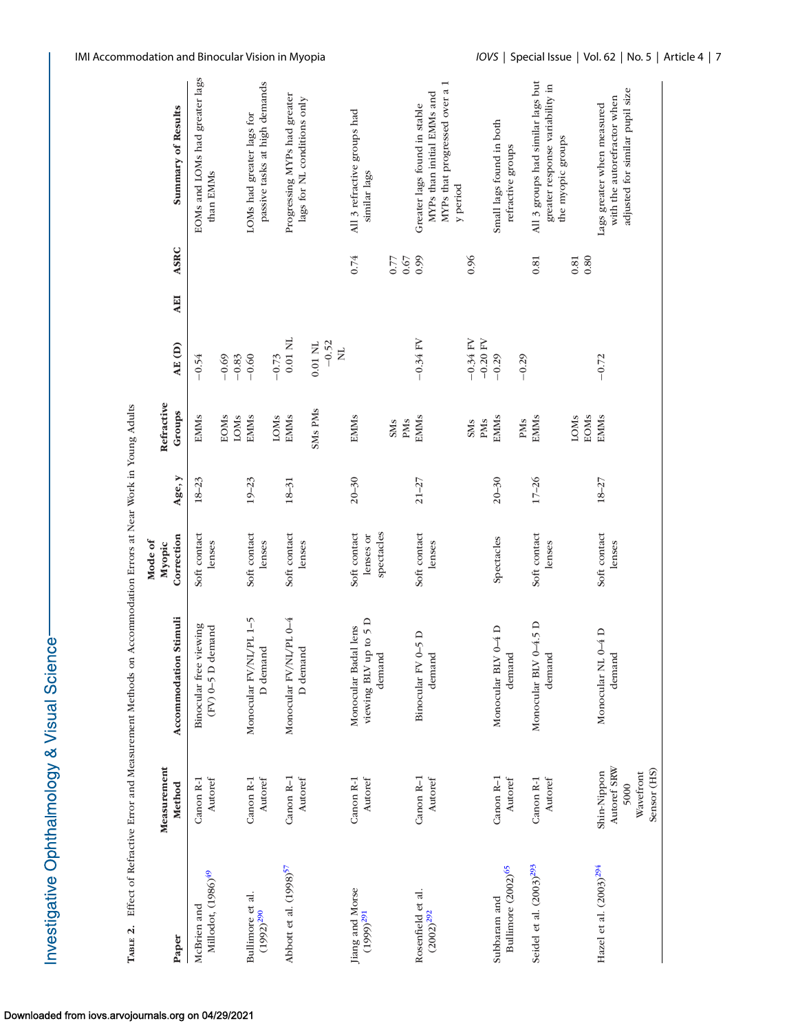**Table 2.** Effect of Refractive Error and Measurement Methods on Accommodation Errors at Near Work in Young Adults

| Paper | Measurement Method | Accommodation Stimuli | Mode of Myopic Correction | Age, y | Refractive Groups | AE (D) | AEI | ASRC | Summary of Results |
|---|---|---|---|---|---|---|---|---|---|
| McBrien and Millodot, (1986)[49] | Canon R-1 Autoref | Binocular free viewing (FV) 0–5 D demand | Soft contact lenses | 18–23 | EMMs | −0.54 | | | EOMs and LOMs had greater lags than EMMs |
| | | | | | EOMs | −0.69 | | | |
| | | | | | LOMs | −0.83 | | | |
| Bullimore et al. (1992)[290] | Canon R-1 Autoref | Monocular FV/NL/PL 1–5 D demand | Soft contact lenses | 19–23 | EMMs | −0.60 | | | LOMs had greater lags for passive tasks at high demands |
| | | | | | LOMs | −0.73 | | | |
| Abbott et al. (1998)[57] | Canon R–1 Autoref | Monocular FV/NL/PL 0–4 D demand | Soft contact lenses | 18–31 | EMMs | 0.01 NL | | | Progressing MYPs had greater lags for NL conditions only |
| | | | | | SMs PMs | 0.01 NL −0.52 NL | | | |
| Jiang and Morse (1999)[291] | Canon R-1 Autoref | Monocular Badal lens viewing BLV up to 5 D demand | Soft contact lenses or spectacles | 20–30 | EMMs | | | 0.74 | All 3 refractive groups had similar lags |
| | | | | | SMs | | | 0.77 | |
| | | | | | PMs | | | 0.67 | |
| Rosenfield et al. (2002)[292] | Canon R–1 Autoref | Binocular FV 0–5 D demand | Soft contact lenses | 21–27 | EMMs | −0.34 FV | | 0.99 | Greater lags found in stable MYPs than initial EMMs and MYPs that progressed over a 1 y period |
| | | | | | SMs | −0.34 FV | | 0.96 | |
| | | | | | PMs | −0.20 FV | | | |
| Subbaram and Bullimore (2002)[65] | Canon R–1 Autoref | Monocular BLV 0–4 D demand | Spectacles | 20–30 | EMMs | −0.29 | | | Small lags found in both refractive groups |
| | | | | | PMs | −0.29 | | | |
| Seidel et al. (2003)[293] | Canon R-1 Autoref | Monocular BLV 0–4.5 D demand | Soft contact lenses | 17–26 | EMMs | | | 0.81 | All 3 groups had similar lags but greater response variability in the myopic groups |
| | | | | | LOMs | | | 0.81 | |
| | | | | | EOMs | | | 0.80 | |
| Hazel et al. (2003)[294] | Shin-Nippon Autoref SRW 5000 Wavefront Sensor (HS) | Monocular NL 0–4 D demand | Soft contact lenses | 18–27 | EMMs | −0.72 | | | Lags greater when measured with the autorefractor when adjusted for similar pupil size |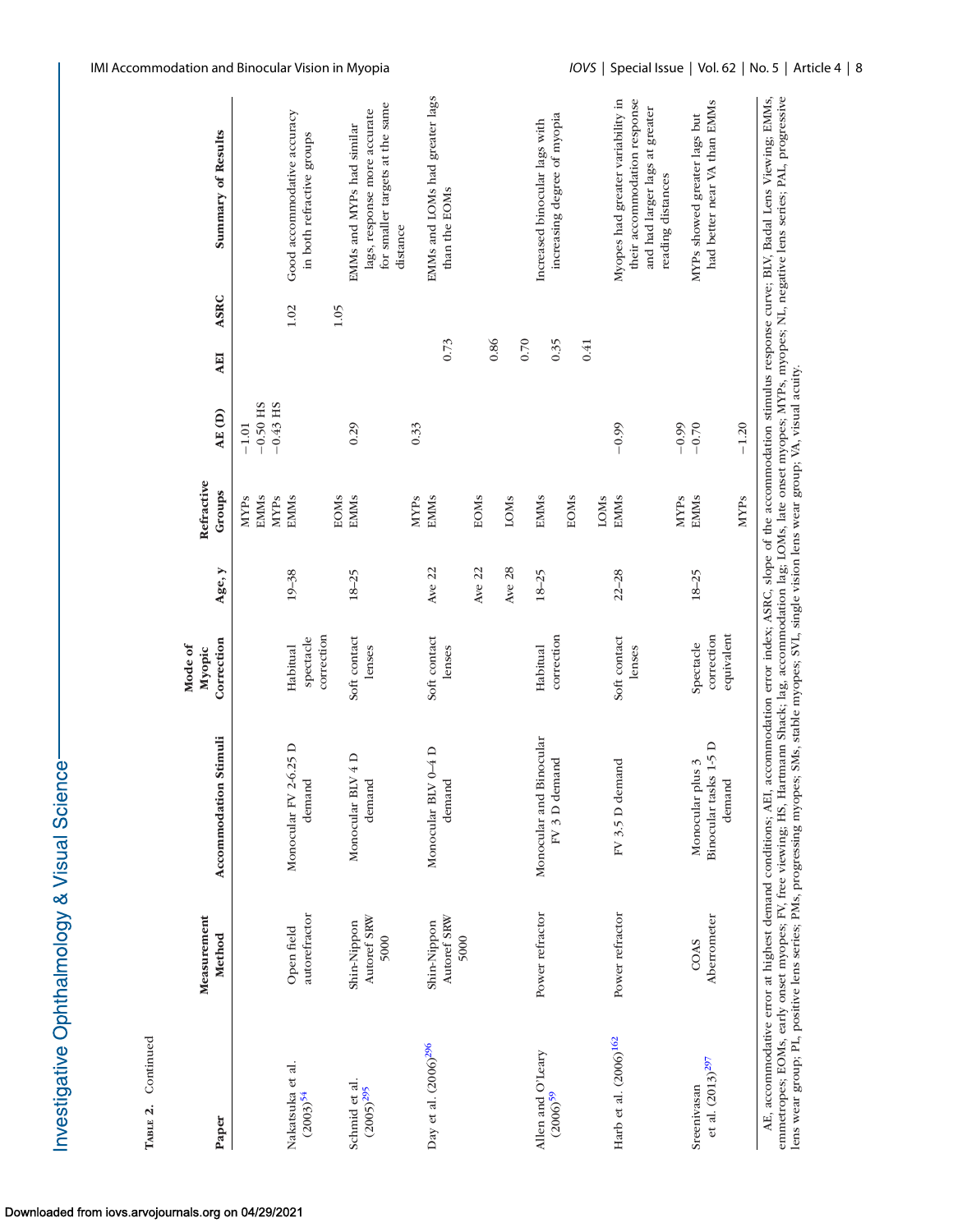TABLE 2. Continued

| Paper | Measurement Method | Accommodation Stimuli | Mode of Myopic Correction | Age, y | Refractive Groups | AE (D) | AEI | ASRC | Summary of Results |
|---|---|---|---|---|---|---|---|---|---|
| | | | | | MYPs | −1.01 | | | |
| | | | | | EMMs | −0.50 HS | | | |
| | | | | | MYPs | −0.43 HS | | | |
| Nakatsuka et al. (2003)[54] | Open field autorefractor | Monocular FV 2-6.25 D demand | Habitual spectacle correction | 19–38 | EMMs | | | 1.02 | Good accommodative accuracy in both refractive groups |
| | | | | | EOMs | | | 1.05 | |
| Schmid et al. (2005)[295] | Shin-Nippon Autoref SRW 5000 | Monocular BLV 4 D demand | Soft contact lenses | 18–25 | EMMs | 0.29 | | | EMMs and MYPs had similar lags, response more accurate for smaller targets at the same distance |
| | | | | | MYPs | 0.33 | | | |
| Day et al. (2006)[296] | Shin-Nippon Autoref SRW 5000 | Monocular BLV 0–4 D demand | Soft contact lenses | Ave 22 | EMMs | | 0.73 | | EMMs and LOMs had greater lags than the EOMs |
| | | | | Ave 22 | EOMs | | 0.86 | | |
| | | | | Ave 28 | LOMs | | 0.70 | | |
| Allen and O'Leary (2006)[59] | Power refractor | Monocular and Binocular FV 3 D demand | Habitual correction | 18–25 | EMMs | | 0.35 | | Increased binocular lags with increasing degree of myopia |
| | | | | | EOMs | | 0.41 | | |
| | | | | | LOMs | | | | |
| Harb et al. (2006)[162] | Power refractor | FV 3.5 D demand | Soft contact lenses | 22–28 | EMMs | −0.99 | | | Myopes had greater variability in their accommodation response and had larger lags at greater reading distances |
| | | | | | MYPs | −0.99 | | | |
| Sreenivasan et al. (2013)[297] | COAS Aberrometer | Monocular plus 3 Binocular tasks 1-5 D demand | Spectacle correction equivalent | 18–25 | EMMs | −0.70 | | | MYPs showed greater lags but had better near VA than EMMs |
| | | | | | MYPs | −1.20 | | | |

AE, accommodative error at highest demand conditions; AEI, accommodation error index; ASRC, slope of the accommodation stimulus response curve; BLV, Badal Lens Viewing; EMMs, emmetropes; EOMs, early onset myopes; FV, free viewing; HS, Hartmann Shack; lag, accommodation lag; LOMs, late onset myopes; MYPs, myopes; NL, negative lens series; PAL, progressive lens wear group; PL, positive lens series; PMs, progressing myopes; SMs, stable myopes; SVL, single vision lens wear group; VA, visual acuity.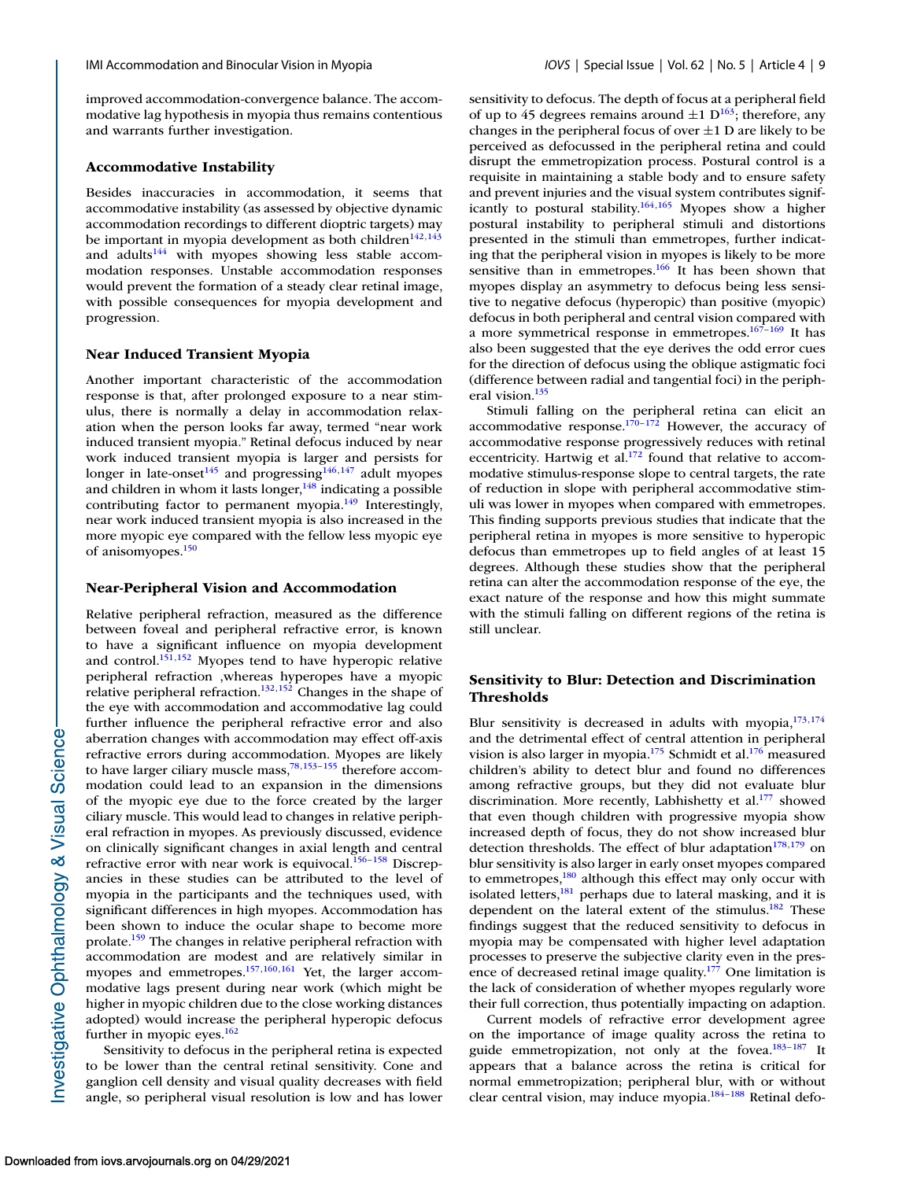improved accommodation-convergence balance. The accommodative lag hypothesis in myopia thus remains contentious and warrants further investigation.

### Accommodative Instability

Besides inaccuracies in accommodation, it seems that accommodative instability (as assessed by objective dynamic accommodation recordings to different dioptric targets) may be important in myopia development as both children[142,143] and adults[144] with myopes showing less stable accommodation responses. Unstable accommodation responses would prevent the formation of a steady clear retinal image, with possible consequences for myopia development and progression.

### Near Induced Transient Myopia

Another important characteristic of the accommodation response is that, after prolonged exposure to a near stimulus, there is normally a delay in accommodation relaxation when the person looks far away, termed "near work induced transient myopia." Retinal defocus induced by near work induced transient myopia is larger and persists for longer in late-onset[145] and progressing[146,147] adult myopes and children in whom it lasts longer,[148] indicating a possible contributing factor to permanent myopia.[149] Interestingly, near work induced transient myopia is also increased in the more myopic eye compared with the fellow less myopic eye of anisomyopes.[150]

### Near-Peripheral Vision and Accommodation

Relative peripheral refraction, measured as the difference between foveal and peripheral refractive error, is known to have a significant influence on myopia development and control.[151,152] Myopes tend to have hyperopic relative peripheral refraction ,whereas hyperopes have a myopic relative peripheral refraction.[132,152] Changes in the shape of the eye with accommodation and accommodative lag could further influence the peripheral refractive error and also aberration changes with accommodation may effect off-axis refractive errors during accommodation. Myopes are likely to have larger ciliary muscle mass,[78,153–155] therefore accommodation could lead to an expansion in the dimensions of the myopic eye due to the force created by the larger ciliary muscle. This would lead to changes in relative peripheral refraction in myopes. As previously discussed, evidence on clinically significant changes in axial length and central refractive error with near work is equivocal.[156–158] Discrepancies in these studies can be attributed to the level of myopia in the participants and the techniques used, with significant differences in high myopes. Accommodation has been shown to induce the ocular shape to become more prolate.[159] The changes in relative peripheral refraction with accommodation are modest and are relatively similar in myopes and emmetropes.[157,160,161] Yet, the larger accommodative lags present during near work (which might be higher in myopic children due to the close working distances adopted) would increase the peripheral hyperopic defocus further in myopic eyes.[162]

Sensitivity to defocus in the peripheral retina is expected to be lower than the central retinal sensitivity. Cone and ganglion cell density and visual quality decreases with field angle, so peripheral visual resolution is low and has lower sensitivity to defocus. The depth of focus at a peripheral field of up to 45 degrees remains around ±1 D[163]; therefore, any changes in the peripheral focus of over ±1 D are likely to be perceived as defocussed in the peripheral retina and could disrupt the emmetropization process. Postural control is a requisite in maintaining a stable body and to ensure safety and prevent injuries and the visual system contributes significantly to postural stability.[164,165] Myopes show a higher postural instability to peripheral stimuli and distortions presented in the stimuli than emmetropes, further indicating that the peripheral vision in myopes is likely to be more sensitive than in emmetropes.[166] It has been shown that myopes display an asymmetry to defocus being less sensitive to negative defocus (hyperopic) than positive (myopic) defocus in both peripheral and central vision compared with a more symmetrical response in emmetropes.[167–169] It has also been suggested that the eye derives the odd error cues for the direction of defocus using the oblique astigmatic foci (difference between radial and tangential foci) in the peripheral vision.[135]

Stimuli falling on the peripheral retina can elicit an accommodative response.[170–172] However, the accuracy of accommodative response progressively reduces with retinal eccentricity. Hartwig et al.[172] found that relative to accommodative stimulus-response slope to central targets, the rate of reduction in slope with peripheral accommodative stimuli was lower in myopes when compared with emmetropes. This finding supports previous studies that indicate that the peripheral retina in myopes is more sensitive to hyperopic defocus than emmetropes up to field angles of at least 15 degrees. Although these studies show that the peripheral retina can alter the accommodation response of the eye, the exact nature of the response and how this might summate with the stimuli falling on different regions of the retina is still unclear.

## Sensitivity to Blur: Detection and Discrimination Thresholds

Blur sensitivity is decreased in adults with myopia,[173,174] and the detrimental effect of central attention in peripheral vision is also larger in myopia.[175] Schmidt et al.[176] measured children's ability to detect blur and found no differences among refractive groups, but they did not evaluate blur discrimination. More recently, Labhishetty et al.[177] showed that even though children with progressive myopia show increased depth of focus, they do not show increased blur detection thresholds. The effect of blur adaptation[178,179] on blur sensitivity is also larger in early onset myopes compared to emmetropes,[180] although this effect may only occur with isolated letters,[181] perhaps due to lateral masking, and it is dependent on the lateral extent of the stimulus.[182] These findings suggest that the reduced sensitivity to defocus in myopia may be compensated with higher level adaptation processes to preserve the subjective clarity even in the presence of decreased retinal image quality.[177] One limitation is the lack of consideration of whether myopes regularly wore their full correction, thus potentially impacting on adaption.

Current models of refractive error development agree on the importance of image quality across the retina to guide emmetropization, not only at the fovea.[183–187] It appears that a balance across the retina is critical for normal emmetropization; peripheral blur, with or without clear central vision, may induce myopia.[184–188] Retinal defo-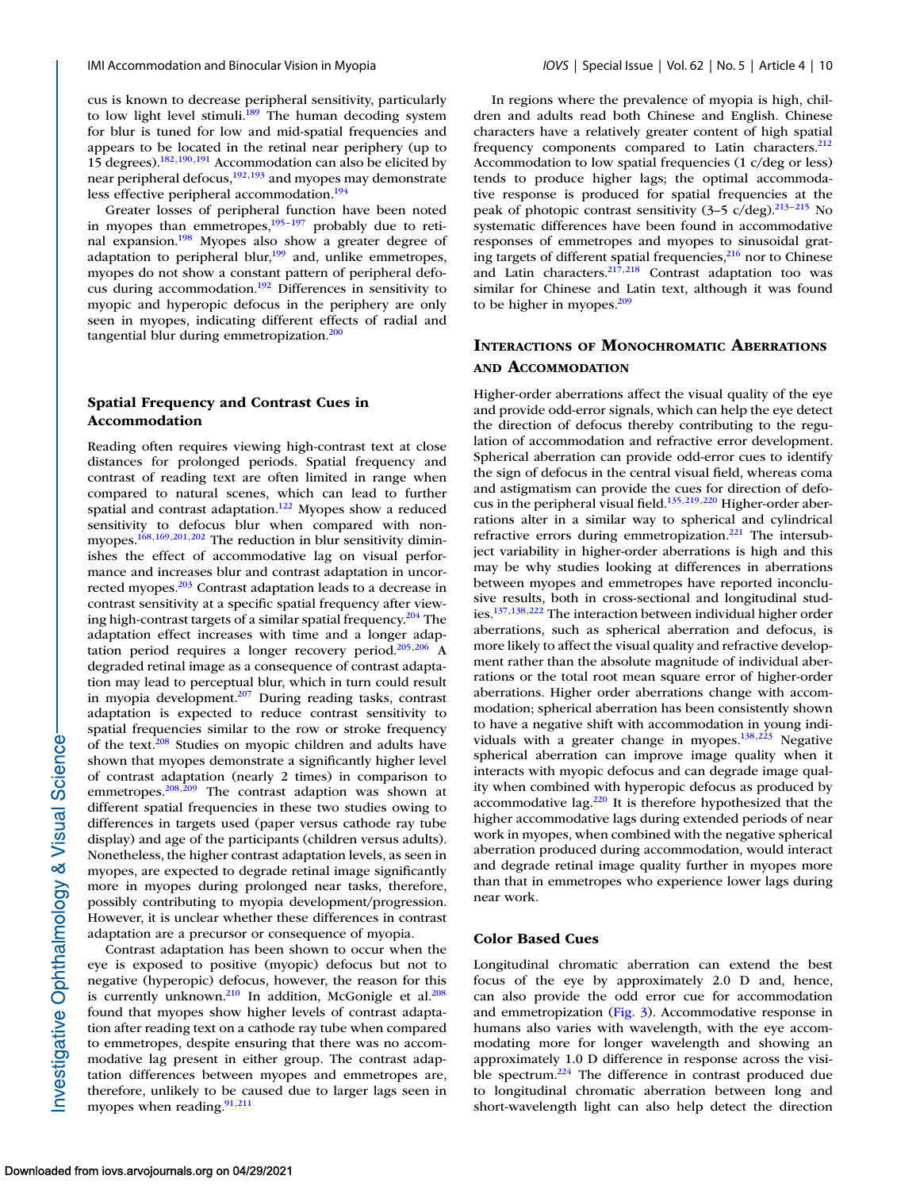cus is known to decrease peripheral sensitivity, particularly to low light level stimuli.[189] The human decoding system for blur is tuned for low and mid-spatial frequencies and appears to be located in the retinal near periphery (up to 15 degrees).[182,190,191] Accommodation can also be elicited by near peripheral defocus,[192,193] and myopes may demonstrate less effective peripheral accommodation.[194]

Greater losses of peripheral function have been noted in myopes than emmetropes,[195–197] probably due to retinal expansion.[198] Myopes also show a greater degree of adaptation to peripheral blur,[199] and, unlike emmetropes, myopes do not show a constant pattern of peripheral defocus during accommodation.[192] Differences in sensitivity to myopic and hyperopic defocus in the periphery are only seen in myopes, indicating different effects of radial and tangential blur during emmetropization.[200]

### Spatial Frequency and Contrast Cues in Accommodation

Reading often requires viewing high-contrast text at close distances for prolonged periods. Spatial frequency and contrast of reading text are often limited in range when compared to natural scenes, which can lead to further spatial and contrast adaptation.[122] Myopes show a reduced sensitivity to defocus blur when compared with non-myopes.[168,169,201,202] The reduction in blur sensitivity diminishes the effect of accommodative lag on visual performance and increases blur and contrast adaptation in uncorrected myopes.[203] Contrast adaptation leads to a decrease in contrast sensitivity at a specific spatial frequency after viewing high-contrast targets of a similar spatial frequency.[204] The adaptation effect increases with time and a longer adaptation period requires a longer recovery period.[205,206] A degraded retinal image as a consequence of contrast adaptation may lead to perceptual blur, which in turn could result in myopia development.[207] During reading tasks, contrast adaptation is expected to reduce contrast sensitivity to spatial frequencies similar to the row or stroke frequency of the text.[208] Studies on myopic children and adults have shown that myopes demonstrate a significantly higher level of contrast adaptation (nearly 2 times) in comparison to emmetropes.[208,209] The contrast adaption was shown at different spatial frequencies in these two studies owing to differences in targets used (paper versus cathode ray tube display) and age of the participants (children versus adults). Nonetheless, the higher contrast adaptation levels, as seen in myopes, are expected to degrade retinal image significantly more in myopes during prolonged near tasks, therefore, possibly contributing to myopia development/progression. However, it is unclear whether these differences in contrast adaptation are a precursor or consequence of myopia.

Contrast adaptation has been shown to occur when the eye is exposed to positive (myopic) defocus but not to negative (hyperopic) defocus, however, the reason for this is currently unknown.[210] In addition, McGonigle et al.[208] found that myopes show higher levels of contrast adaptation after reading text on a cathode ray tube when compared to emmetropes, despite ensuring that there was no accommodative lag present in either group. The contrast adaptation differences between myopes and emmetropes are, therefore, unlikely to be caused due to larger lags seen in myopes when reading.[91,211]

In regions where the prevalence of myopia is high, children and adults read both Chinese and English. Chinese characters have a relatively greater content of high spatial frequency components compared to Latin characters.[212] Accommodation to low spatial frequencies (1 c/deg or less) tends to produce higher lags; the optimal accommodative response is produced for spatial frequencies at the peak of photopic contrast sensitivity (3–5 c/deg).[213–215] No systematic differences have been found in accommodative responses of emmetropes and myopes to sinusoidal grating targets of different spatial frequencies,[216] nor to Chinese and Latin characters.[217,218] Contrast adaptation too was similar for Chinese and Latin text, although it was found to be higher in myopes.[209]

## Interactions of Monochromatic Aberrations and Accommodation

Higher-order aberrations affect the visual quality of the eye and provide odd-error signals, which can help the eye detect the direction of defocus thereby contributing to the regulation of accommodation and refractive error development. Spherical aberration can provide odd-error cues to identify the sign of defocus in the central visual field, whereas coma and astigmatism can provide the cues for direction of defocus in the peripheral visual field.[135,219,220] Higher-order aberrations alter in a similar way to spherical and cylindrical refractive errors during emmetropization.[221] The intersubject variability in higher-order aberrations is high and this may be why studies looking at differences in aberrations between myopes and emmetropes have reported inconclusive results, both in cross-sectional and longitudinal studies.[137,138,222] The interaction between individual higher order aberrations, such as spherical aberration and defocus, is more likely to affect the visual quality and refractive development rather than the absolute magnitude of individual aberrations or the total root mean square error of higher-order aberrations. Higher order aberrations change with accommodation; spherical aberration has been consistently shown to have a negative shift with accommodation in young individuals with a greater change in myopes.[138,223] Negative spherical aberration can improve image quality when it interacts with myopic defocus and can degrade image quality when combined with hyperopic defocus as produced by accommodative lag.[220] It is therefore hypothesized that the higher accommodative lags during extended periods of near work in myopes, when combined with the negative spherical aberration produced during accommodation, would interact and degrade retinal image quality further in myopes more than that in emmetropes who experience lower lags during near work.

### Color Based Cues

Longitudinal chromatic aberration can extend the best focus of the eye by approximately 2.0 D and, hence, can also provide the odd error cue for accommodation and emmetropization (Fig. 3). Accommodative response in humans also varies with wavelength, with the eye accommodating more for longer wavelength and showing an approximately 1.0 D difference in response across the visible spectrum.[224] The difference in contrast produced due to longitudinal chromatic aberration between long and short-wavelength light can also help detect the direction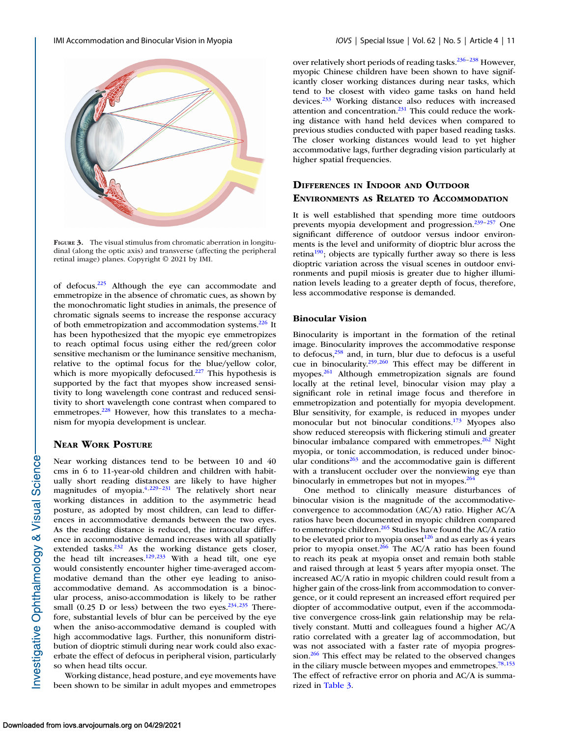FIGURE 3. The visual stimulus from chromatic aberration in longitudinal (along the optic axis) and transverse (affecting the peripheral retinal image) planes. Copyright © 2021 by IMI.

of defocus.[225] Although the eye can accommodate and emmetropize in the absence of chromatic cues, as shown by the monochromatic light studies in animals, the presence of chromatic signals seems to increase the response accuracy of both emmetropization and accommodation systems.[226] It has been hypothesized that the myopic eye emmetropizes to reach optimal focus using either the red/green color sensitive mechanism or the luminance sensitive mechanism, relative to the optimal focus for the blue/yellow color, which is more myopically defocused.[227] This hypothesis is supported by the fact that myopes show increased sensitivity to long wavelength cone contrast and reduced sensitivity to short wavelength cone contrast when compared to emmetropes.[228] However, how this translates to a mechanism for myopia development is unclear.

## Near Work Posture

Near working distances tend to be between 10 and 40 cms in 6 to 11-year-old children and children with habitually short reading distances are likely to have higher magnitudes of myopia.[4,229–231] The relatively short near working distances in addition to the asymmetric head posture, as adopted by most children, can lead to differences in accommodative demands between the two eyes. As the reading distance is reduced, the intraocular difference in accommodative demand increases with all spatially extended tasks.[232] As the working distance gets closer, the head tilt increases.[129,233] With a head tilt, one eye would consistently encounter higher time-averaged accommodative demand than the other eye leading to aniso-accommodative demand. As accommodation is a binocular process, aniso-accommodation is likely to be rather small (0.25 D or less) between the two eyes.[234,235] Therefore, substantial levels of blur can be perceived by the eye when the aniso-accommodative demand is coupled with high accommodative lags. Further, this nonuniform distribution of dioptric stimuli during near work could also exacerbate the effect of defocus in peripheral vision, particularly so when head tilts occur.

Working distance, head posture, and eye movements have been shown to be similar in adult myopes and emmetropes over relatively short periods of reading tasks.[236–238] However, myopic Chinese children have been shown to have significantly closer working distances during near tasks, which tend to be closest with video game tasks on hand held devices.[233] Working distance also reduces with increased attention and concentration.[231] This could reduce the working distance with hand held devices when compared to previous studies conducted with paper based reading tasks. The closer working distances would lead to yet higher accommodative lags, further degrading vision particularly at higher spatial frequencies.

## Differences in Indoor and Outdoor Environments as Related to Accommodation

It is well established that spending more time outdoors prevents myopia development and progression.[239–257] One significant difference of outdoor versus indoor environments is the level and uniformity of dioptric blur across the retina[190]; objects are typically further away so there is less dioptric variation across the visual scenes in outdoor environments and pupil miosis is greater due to higher illumination levels leading to a greater depth of focus, therefore, less accommodative response is demanded.

### Binocular Vision

Binocularity is important in the formation of the retinal image. Binocularity improves the accommodative response to defocus,[258] and, in turn, blur due to defocus is a useful cue in binocularity.[259,260] This effect may be different in myopes.[261] Although emmetropization signals are found locally at the retinal level, binocular vision may play a significant role in retinal image focus and therefore in emmetropization and potentially for myopia development. Blur sensitivity, for example, is reduced in myopes under monocular but not binocular conditions.[173] Myopes also show reduced stereopsis with flickering stimuli and greater binocular imbalance compared with emmetropes.[262] Night myopia, or tonic accommodation, is reduced under binocular conditions[263] and the accommodative gain is different with a translucent occluder over the nonviewing eye than binocularly in emmetropes but not in myopes.[264]

One method to clinically measure disturbances of binocular vision is the magnitude of the accommodative-convergence to accommodation (AC/A) ratio. Higher AC/A ratios have been documented in myopic children compared to emmetropic children.[265] Studies have found the AC/A ratio to be elevated prior to myopia onset[126] and as early as 4 years prior to myopia onset.[266] The AC/A ratio has been found to reach its peak at myopia onset and remain both stable and raised through at least 5 years after myopia onset. The increased AC/A ratio in myopic children could result from a higher gain of the cross-link from accommodation to convergence, or it could represent an increased effort required per diopter of accommodative output, even if the accommodative convergence cross-link gain relationship may be relatively constant. Mutti and colleagues found a higher AC/A ratio correlated with a greater lag of accommodation, but was not associated with a faster rate of myopia progression.[266] This effect may be related to the observed changes in the ciliary muscle between myopes and emmetropes.[78,153] The effect of refractive error on phoria and AC/A is summarized in Table 3.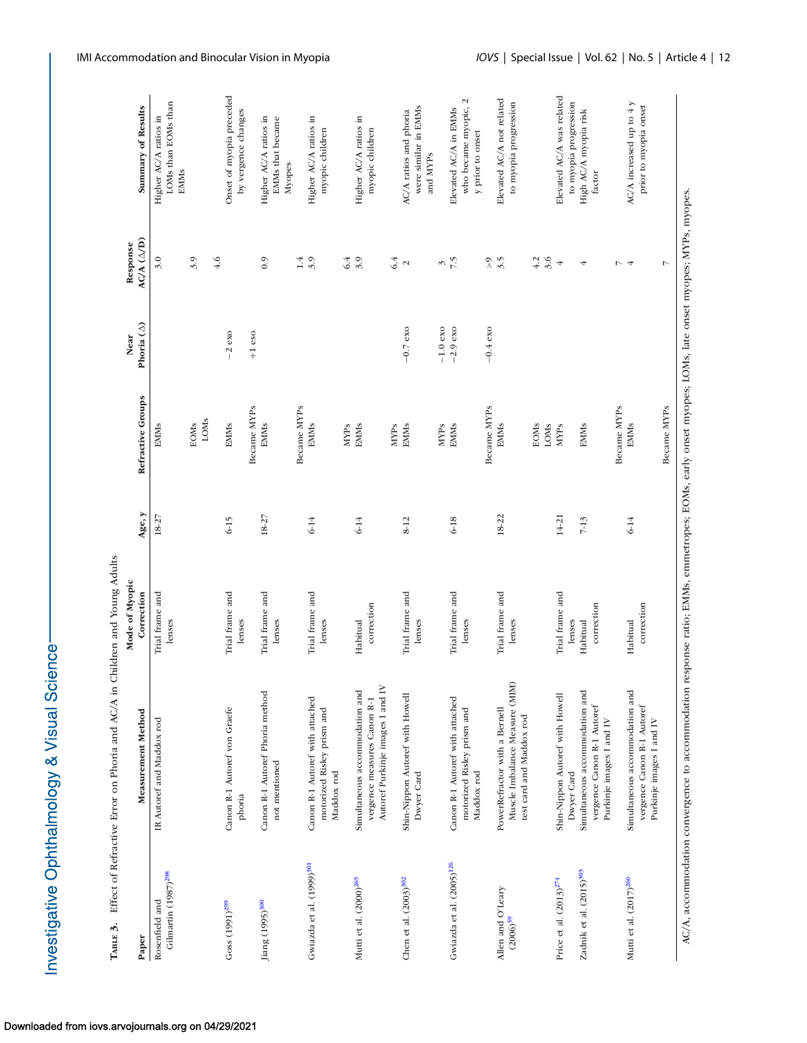**Table 3.** Effect of Refractive Error on Phoria and AC/A in Children and Young Adults

| Paper | Measurement Method | Mode of Myopic Correction | Age, y | Refractive Groups | Near Phoria (Δ) | Response AC/A (Δ/D) | Summary of Results |
|---|---|---|---|---|---|---|---|
| Rosenfield and Gilmartin (1987)[298] | IR Autoref and Maddox rod | Trial frame and lenses | 18-27 | EMMs | | 3.0 | Higher AC/A ratios in LOMs than EOMs than EMMs |
| | | | | EOMs | | 3.9 | |
| | | | | LOMs | | 4.6 | |
| Goss (1991)[299] | Canon R-1 Autoref von Graefe phoria | Trial frame and lenses | 6-15 | EMMs | −2 exo | | Onset of myopia preceded by vergence changes |
| | | | | Became MYPs | +1 eso | | |
| Jiang (1995)[300] | Canon R-1 Autoref Phoria method not mentioned | Trial frame and lenses | 18-27 | EMMs | | 0.9 | Higher AC/A ratios in EMMs that became Myopes |
| | | | | Became MYPs | | 1.4 | |
| Gwiazda et al. (1999)[301] | Canon R-1 Autoref with attached motorized Risley prism and Maddox rod | Trial frame and lenses | 6-14 | EMMs | | 3.9 | Higher AC/A ratios in myopic children |
| | | | | MYPs | | 6.4 | |
| Mutti et al. (2000)[265] | Simultaneous accommodation and vergence measures Canon R-1 Autoref Purkinje images I and IV | Habitual correction | 6-14 | EMMs | | 3.9 | Higher AC/A ratios in myopic children |
| | | | | MYPs | | 6.4 | |
| Chen et al. (2003)[302] | Shin-Nippon Autoref with Howell Dwyer Card | Trial frame and lenses | 8-12 | EMMs | −0.7 exo | 2 | AC/A ratios and phoria were similar in EMMs and MYPs |
| | | | | MYPs | −1.0 exo | 3 | |
| Gwiazda et al. (2005)[126] | Canon R-1 Autoref with attached motorized Risley prism and Maddox rod | Trial frame and lenses | 6-18 | EMMs | −2.9 exo | 7.5 | Elevated AC/A in EMMs who became myopic, 2 y prior to onset |
| | | | | Became MYPs | −0.4 exo | >9 | |
| Allen and O'Leary (2006)[59] | PowerRefractor with a Bernell Muscle Imbalance Measure (MIM) test card and Maddox rod | Trial frame and lenses | 18-22 | EMMs | | 3.5 | Elevated AC/A not related to myopia progression |
| | | | | EOMs | | 4.2 | |
| | | | | LOMs | | 3.6 | |
| Price et al. (2013)[274] | Shin-Nippon Autoref with Howell Dwyer Card | Trial frame and lenses | 14-21 | MYPs | | 4 | Elevated AC/A was related to myopia progression |
| Zadnik et al. (2015)[303] | Simultaneous accommodation and vergence Canon R-1 Autoref Purkinje images I and IV | Habitual correction | 7-13 | EMMs | | 4 | High AC/A myopia risk factor |
| | | | | Became MYPs | | 7 | |
| Mutti et al. (2017)[266] | Simultaneous accommodation and vergence Canon R-1 Autoref Purkinje images I and IV | Habitual correction | 6-14 | EMMs | | 4 | AC/A increased up to 4 y prior to myopia onset |
| | | | | Became MYPs | | 7 | |

AC/A, accommodation convergence to accommodation response ratio; EMMs, emmetropes; EOMs, early onset myopes; LOMs, late onset myopes; MYPs, myopes.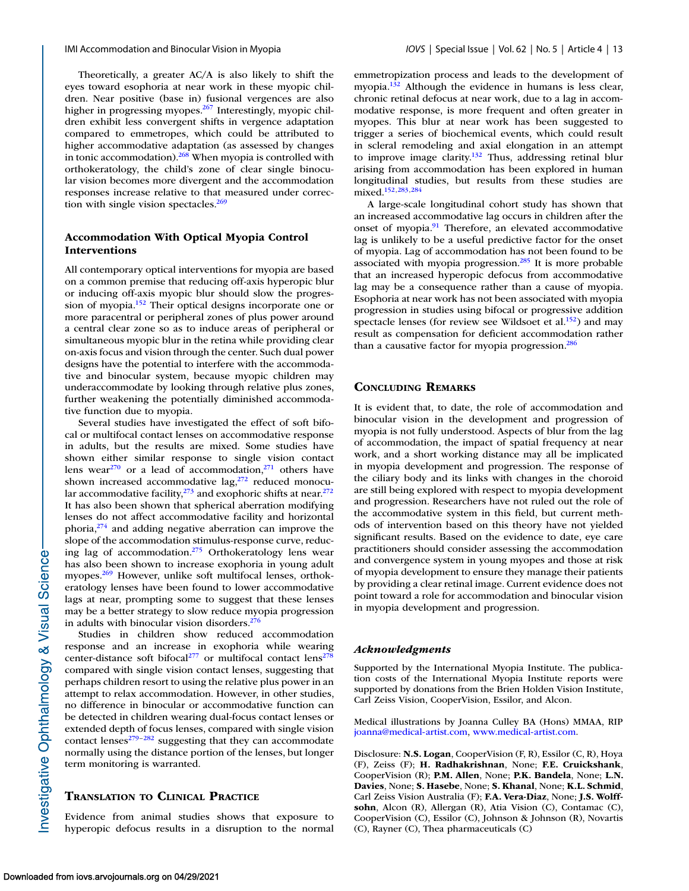Theoretically, a greater AC/A is also likely to shift the eyes toward esophoria at near work in these myopic children. Near positive (base in) fusional vergences are also higher in progressing myopes.[267] Interestingly, myopic children exhibit less convergent shifts in vergence adaptation compared to emmetropes, which could be attributed to higher accommodative adaptation (as assessed by changes in tonic accommodation).[268] When myopia is controlled with orthokeratology, the child's zone of clear single binocular vision becomes more divergent and the accommodation responses increase relative to that measured under correction with single vision spectacles.[269]

## Accommodation With Optical Myopia Control Interventions

All contemporary optical interventions for myopia are based on a common premise that reducing off-axis hyperopic blur or inducing off-axis myopic blur should slow the progression of myopia.[152] Their optical designs incorporate one or more paracentral or peripheral zones of plus power around a central clear zone so as to induce areas of peripheral or simultaneous myopic blur in the retina while providing clear on-axis focus and vision through the center. Such dual power designs have the potential to interfere with the accommodative and binocular system, because myopic children may underaccommodate by looking through relative plus zones, further weakening the potentially diminished accommodative function due to myopia.

Several studies have investigated the effect of soft bifocal or multifocal contact lenses on accommodative response in adults, but the results are mixed. Some studies have shown either similar response to single vision contact lens wear[270] or a lead of accommodation,[271] others have shown increased accommodative lag,[272] reduced monocular accommodative facility,[273] and exophoric shifts at near.[272] It has also been shown that spherical aberration modifying lenses do not affect accommodative facility and horizontal phoria,[274] and adding negative aberration can improve the slope of the accommodation stimulus-response curve, reducing lag of accommodation.[275] Orthokeratology lens wear has also been shown to increase exophoria in young adult myopes.[269] However, unlike soft multifocal lenses, orthokeratology lenses have been found to lower accommodative lags at near, prompting some to suggest that these lenses may be a better strategy to slow reduce myopia progression in adults with binocular vision disorders.[276]

Studies in children show reduced accommodation response and an increase in exophoria while wearing center-distance soft bifocal[277] or multifocal contact lens[278] compared with single vision contact lenses, suggesting that perhaps children resort to using the relative plus power in an attempt to relax accommodation. However, in other studies, no difference in binocular or accommodative function can be detected in children wearing dual-focus contact lenses or extended depth of focus lenses, compared with single vision contact lenses[279–282] suggesting that they can accommodate normally using the distance portion of the lenses, but longer term monitoring is warranted.

## Translation to Clinical Practice

Evidence from animal studies shows that exposure to hyperopic defocus results in a disruption to the normal emmetropization process and leads to the development of myopia.[132] Although the evidence in humans is less clear, chronic retinal defocus at near work, due to a lag in accommodative response, is more frequent and often greater in myopes. This blur at near work has been suggested to trigger a series of biochemical events, which could result in scleral remodeling and axial elongation in an attempt to improve image clarity.[132] Thus, addressing retinal blur arising from accommodation has been explored in human longitudinal studies, but results from these studies are mixed.[152,283,284]

A large-scale longitudinal cohort study has shown that an increased accommodative lag occurs in children after the onset of myopia.[91] Therefore, an elevated accommodative lag is unlikely to be a useful predictive factor for the onset of myopia. Lag of accommodation has not been found to be associated with myopia progression.[285] It is more probable that an increased hyperopic defocus from accommodative lag may be a consequence rather than a cause of myopia. Esophoria at near work has not been associated with myopia progression in studies using bifocal or progressive addition spectacle lenses (for review see Wildsoet et al.[152]) and may result as compensation for deficient accommodation rather than a causative factor for myopia progression.[286]

## Concluding Remarks

It is evident that, to date, the role of accommodation and binocular vision in the development and progression of myopia is not fully understood. Aspects of blur from the lag of accommodation, the impact of spatial frequency at near work, and a short working distance may all be implicated in myopia development and progression. The response of the ciliary body and its links with changes in the choroid are still being explored with respect to myopia development and progression. Researchers have not ruled out the role of the accommodative system in this field, but current methods of intervention based on this theory have not yielded significant results. Based on the evidence to date, eye care practitioners should consider assessing the accommodation and convergence system in young myopes and those at risk of myopia development to ensure they manage their patients by providing a clear retinal image. Current evidence does not point toward a role for accommodation and binocular vision in myopia development and progression.

### *Acknowledgments*

Supported by the International Myopia Institute. The publication costs of the International Myopia Institute reports were supported by donations from the Brien Holden Vision Institute, Carl Zeiss Vision, CooperVision, Essilor, and Alcon.

Medical illustrations by Joanna Culley BA (Hons) MMAA, RIP joanna@medical-artist.com, www.medical-artist.com.

Disclosure: **N.S. Logan**, CooperVision (F, R), Essilor (C, R), Hoya (F), Zeiss (F); **H. Radhakrishnan**, None; **F.E. Cruickshank**, CooperVision (R); **P.M. Allen**, None; **P.K. Bandela**, None; **L.N. Davies**, None; **S. Hasebe**, None; **S. Khanal**, None; **K.L. Schmid**, Carl Zeiss Vision Australia (F); **F.A. Vera-Diaz**, None; **J.S. Wolffsohn**, Alcon (R), Allergan (R), Atia Vision (C), Contamac (C), CooperVision (C), Essilor (C), Johnson & Johnson (R), Novartis (C), Rayner (C), Thea pharmaceuticals (C)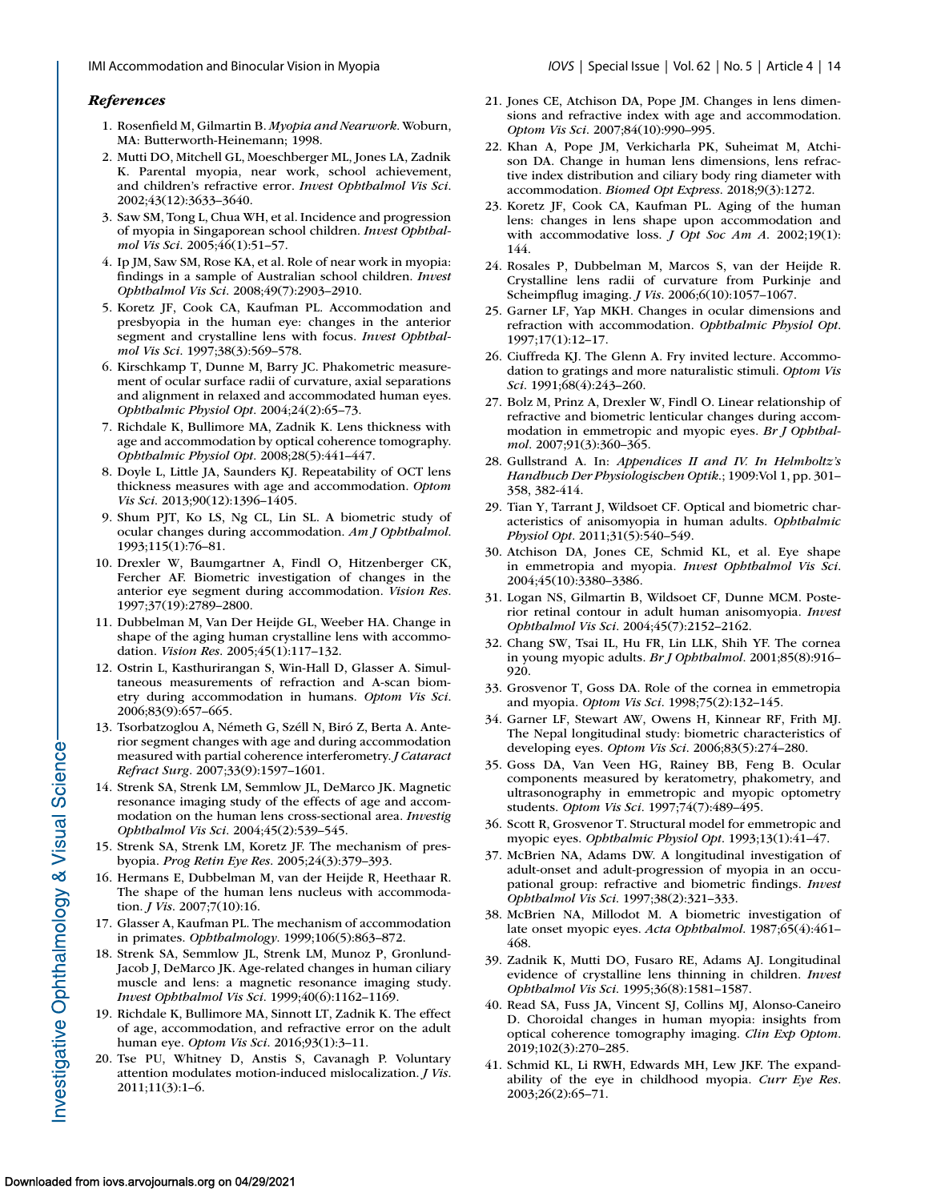### *References*

1. Rosenfield M, Gilmartin B. *Myopia and Nearwork*. Woburn, MA: Butterworth-Heinemann; 1998.
2. Mutti DO, Mitchell GL, Moeschberger ML, Jones LA, Zadnik K. Parental myopia, near work, school achievement, and children's refractive error. *Invest Ophthalmol Vis Sci*. 2002;43(12):3633–3640.
3. Saw SM, Tong L, Chua WH, et al. Incidence and progression of myopia in Singaporean school children. *Invest Ophthalmol Vis Sci*. 2005;46(1):51–57.
4. Ip JM, Saw SM, Rose KA, et al. Role of near work in myopia: findings in a sample of Australian school children. *Invest Ophthalmol Vis Sci*. 2008;49(7):2903–2910.
5. Koretz JF, Cook CA, Kaufman PL. Accommodation and presbyopia in the human eye: changes in the anterior segment and crystalline lens with focus. *Invest Ophthalmol Vis Sci*. 1997;38(3):569–578.
6. Kirschkamp T, Dunne M, Barry JC. Phakometric measurement of ocular surface radii of curvature, axial separations and alignment in relaxed and accommodated human eyes. *Ophthalmic Physiol Opt*. 2004;24(2):65–73.
7. Richdale K, Bullimore MA, Zadnik K. Lens thickness with age and accommodation by optical coherence tomography. *Ophthalmic Physiol Opt*. 2008;28(5):441–447.
8. Doyle L, Little JA, Saunders KJ. Repeatability of OCT lens thickness measures with age and accommodation. *Optom Vis Sci*. 2013;90(12):1396–1405.
9. Shum PJT, Ko LS, Ng CL, Lin SL. A biometric study of ocular changes during accommodation. *Am J Ophthalmol*. 1993;115(1):76–81.
10. Drexler W, Baumgartner A, Findl O, Hitzenberger CK, Fercher AF. Biometric investigation of changes in the anterior eye segment during accommodation. *Vision Res*. 1997;37(19):2789–2800.
11. Dubbelman M, Van Der Heijde GL, Weeber HA. Change in shape of the aging human crystalline lens with accommodation. *Vision Res*. 2005;45(1):117–132.
12. Ostrin L, Kasthurirangan S, Win-Hall D, Glasser A. Simultaneous measurements of refraction and A-scan biometry during accommodation in humans. *Optom Vis Sci*. 2006;83(9):657–665.
13. Tsorbatzoglou A, Németh G, Széll N, Biró Z, Berta A. Anterior segment changes with age and during accommodation measured with partial coherence interferometry. *J Cataract Refract Surg*. 2007;33(9):1597–1601.
14. Strenk SA, Strenk LM, Semmlow JL, DeMarco JK. Magnetic resonance imaging study of the effects of age and accommodation on the human lens cross-sectional area. *Investig Ophthalmol Vis Sci*. 2004;45(2):539–545.
15. Strenk SA, Strenk LM, Koretz JF. The mechanism of presbyopia. *Prog Retin Eye Res*. 2005;24(3):379–393.
16. Hermans E, Dubbelman M, van der Heijde R, Heethaar R. The shape of the human lens nucleus with accommodation. *J Vis*. 2007;7(10):16.
17. Glasser A, Kaufman PL. The mechanism of accommodation in primates. *Ophthalmology*. 1999;106(5):863–872.
18. Strenk SA, Semmlow JL, Strenk LM, Munoz P, Gronlund-Jacob J, DeMarco JK. Age-related changes in human ciliary muscle and lens: a magnetic resonance imaging study. *Invest Ophthalmol Vis Sci*. 1999;40(6):1162–1169.
19. Richdale K, Bullimore MA, Sinnott LT, Zadnik K. The effect of age, accommodation, and refractive error on the adult human eye. *Optom Vis Sci*. 2016;93(1):3–11.
20. Tse PU, Whitney D, Anstis S, Cavanagh P. Voluntary attention modulates motion-induced mislocalization. *J Vis*. 2011;11(3):1–6.
21. Jones CE, Atchison DA, Pope JM. Changes in lens dimensions and refractive index with age and accommodation. *Optom Vis Sci*. 2007;84(10):990–995.
22. Khan A, Pope JM, Verkicharla PK, Suheimat M, Atchison DA. Change in human lens dimensions, lens refractive index distribution and ciliary body ring diameter with accommodation. *Biomed Opt Express*. 2018;9(3):1272.
23. Koretz JF, Cook CA, Kaufman PL. Aging of the human lens: changes in lens shape upon accommodation and with accommodative loss. *J Opt Soc Am A*. 2002;19(1):144.
24. Rosales P, Dubbelman M, Marcos S, van der Heijde R. Crystalline lens radii of curvature from Purkinje and Scheimpflug imaging. *J Vis*. 2006;6(10):1057–1067.
25. Garner LF, Yap MKH. Changes in ocular dimensions and refraction with accommodation. *Ophthalmic Physiol Opt*. 1997;17(1):12–17.
26. Ciuffreda KJ. The Glenn A. Fry invited lecture. Accommodation to gratings and more naturalistic stimuli. *Optom Vis Sci*. 1991;68(4):243–260.
27. Bolz M, Prinz A, Drexler W, Findl O. Linear relationship of refractive and biometric lenticular changes during accommodation in emmetropic and myopic eyes. *Br J Ophthalmol*. 2007;91(3):360–365.
28. Gullstrand A. In: *Appendices II and IV. In Helmholtz's Handbuch Der Physiologischen Optik*.; 1909:Vol 1, pp. 301–358, 382-414.
29. Tian Y, Tarrant J, Wildsoet CF. Optical and biometric characteristics of anisomyopia in human adults. *Ophthalmic Physiol Opt*. 2011;31(5):540–549.
30. Atchison DA, Jones CE, Schmid KL, et al. Eye shape in emmetropia and myopia. *Invest Ophthalmol Vis Sci*. 2004;45(10):3380–3386.
31. Logan NS, Gilmartin B, Wildsoet CF, Dunne MCM. Posterior retinal contour in adult human anisomyopia. *Invest Ophthalmol Vis Sci*. 2004;45(7):2152–2162.
32. Chang SW, Tsai IL, Hu FR, Lin LLK, Shih YF. The cornea in young myopic adults. *Br J Ophthalmol*. 2001;85(8):916–920.
33. Grosvenor T, Goss DA. Role of the cornea in emmetropia and myopia. *Optom Vis Sci*. 1998;75(2):132–145.
34. Garner LF, Stewart AW, Owens H, Kinnear RF, Frith MJ. The Nepal longitudinal study: biometric characteristics of developing eyes. *Optom Vis Sci*. 2006;83(5):274–280.
35. Goss DA, Van Veen HG, Rainey BB, Feng B. Ocular components measured by keratometry, phakometry, and ultrasonography in emmetropic and myopic optometry students. *Optom Vis Sci*. 1997;74(7):489–495.
36. Scott R, Grosvenor T. Structural model for emmetropic and myopic eyes. *Ophthalmic Physiol Opt*. 1993;13(1):41–47.
37. McBrien NA, Adams DW. A longitudinal investigation of adult-onset and adult-progression of myopia in an occupational group: refractive and biometric findings. *Invest Ophthalmol Vis Sci*. 1997;38(2):321–333.
38. McBrien NA, Millodot M. A biometric investigation of late onset myopic eyes. *Acta Ophthalmol*. 1987;65(4):461–468.
39. Zadnik K, Mutti DO, Fusaro RE, Adams AJ. Longitudinal evidence of crystalline lens thinning in children. *Invest Ophthalmol Vis Sci*. 1995;36(8):1581–1587.
40. Read SA, Fuss JA, Vincent SJ, Collins MJ, Alonso-Caneiro D. Choroidal changes in human myopia: insights from optical coherence tomography imaging. *Clin Exp Optom*. 2019;102(3):270–285.
41. Schmid KL, Li RWH, Edwards MH, Lew JKF. The expandability of the eye in childhood myopia. *Curr Eye Res*. 2003;26(2):65–71.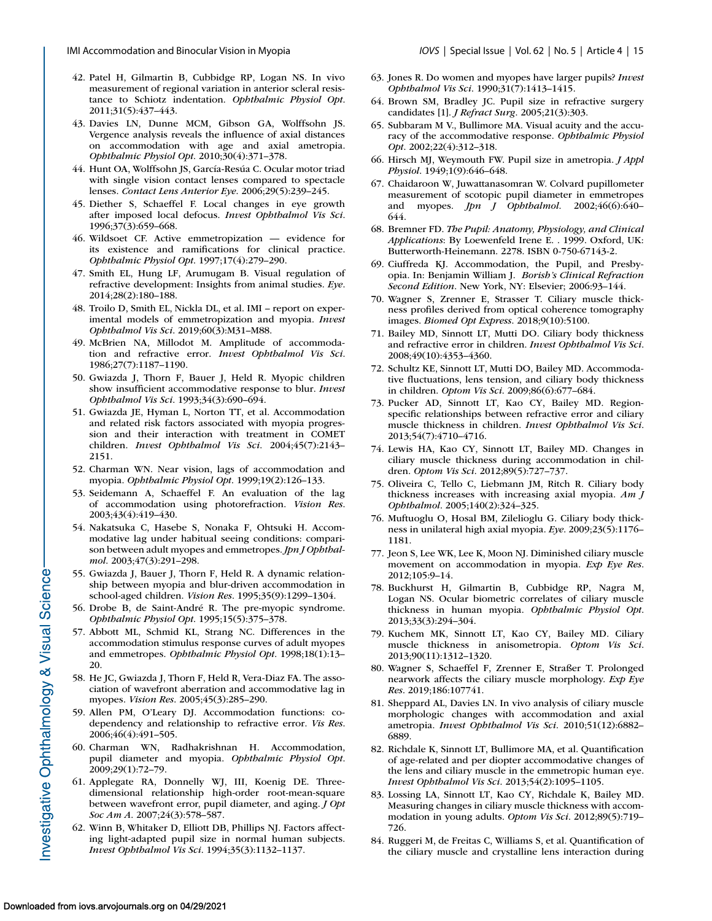42. Patel H, Gilmartin B, Cubbidge RP, Logan NS. In vivo measurement of regional variation in anterior scleral resistance to Schiotz indentation. *Ophthalmic Physiol Opt*. 2011;31(5):437–443.
43. Davies LN, Dunne MCM, Gibson GA, Wolffsohn JS. Vergence analysis reveals the influence of axial distances on accommodation with age and axial ametropia. *Ophthalmic Physiol Opt*. 2010;30(4):371–378.
44. Hunt OA, Wolffsohn JS, García-Resúa C. Ocular motor triad with single vision contact lenses compared to spectacle lenses. *Contact Lens Anterior Eye*. 2006;29(5):239–245.
45. Diether S, Schaeffel F. Local changes in eye growth after imposed local defocus. *Invest Ophthalmol Vis Sci*. 1996;37(3):659–668.
46. Wildsoet CF. Active emmetropization — evidence for its existence and ramifications for clinical practice. *Ophthalmic Physiol Opt*. 1997;17(4):279–290.
47. Smith EL, Hung LF, Arumugam B. Visual regulation of refractive development: Insights from animal studies. *Eye*. 2014;28(2):180–188.
48. Troilo D, Smith EL, Nickla DL, et al. IMI – report on experimental models of emmetropization and myopia. *Invest Ophthalmol Vis Sci*. 2019;60(3):M31–M88.
49. McBrien NA, Millodot M. Amplitude of accommodation and refractive error. *Invest Ophthalmol Vis Sci*. 1986;27(7):1187–1190.
50. Gwiazda J, Thorn F, Bauer J, Held R. Myopic children show insufficient accommodative response to blur. *Invest Ophthalmol Vis Sci*. 1993;34(3):690–694.
51. Gwiazda JE, Hyman L, Norton TT, et al. Accommodation and related risk factors associated with myopia progression and their interaction with treatment in COMET children. *Invest Ophthalmol Vis Sci*. 2004;45(7):2143–2151.
52. Charman WN. Near vision, lags of accommodation and myopia. *Ophthalmic Physiol Opt*. 1999;19(2):126–133.
53. Seidemann A, Schaeffel F. An evaluation of the lag of accommodation using photorefraction. *Vision Res*. 2003;43(4):419–430.
54. Nakatsuka C, Hasebe S, Nonaka F, Ohtsuki H. Accommodative lag under habitual seeing conditions: comparison between adult myopes and emmetropes. *Jpn J Ophthalmol*. 2003;47(3):291–298.
55. Gwiazda J, Bauer J, Thorn F, Held R. A dynamic relationship between myopia and blur-driven accommodation in school-aged children. *Vision Res*. 1995;35(9):1299–1304.
56. Drobe B, de Saint-André R. The pre-myopic syndrome. *Ophthalmic Physiol Opt*. 1995;15(5):375–378.
57. Abbott ML, Schmid KL, Strang NC. Differences in the accommodation stimulus response curves of adult myopes and emmetropes. *Ophthalmic Physiol Opt*. 1998;18(1):13–20.
58. He JC, Gwiazda J, Thorn F, Held R, Vera-Diaz FA. The association of wavefront aberration and accommodative lag in myopes. *Vision Res*. 2005;45(3):285–290.
59. Allen PM, O'Leary DJ. Accommodation functions: codependency and relationship to refractive error. *Vis Res*. 2006;46(4):491–505.
60. Charman WN, Radhakrishnan H. Accommodation, pupil diameter and myopia. *Ophthalmic Physiol Opt*. 2009;29(1):72–79.
61. Applegate RA, Donnelly WJ, III, Koenig DE. Three-dimensional relationship high-order root-mean-square between wavefront error, pupil diameter, and aging. *J Opt Soc Am A*. 2007;24(3):578–587.
62. Winn B, Whitaker D, Elliott DB, Phillips NJ. Factors affecting light-adapted pupil size in normal human subjects. *Invest Ophthalmol Vis Sci*. 1994;35(3):1132–1137.
63. Jones R. Do women and myopes have larger pupils? *Invest Ophthalmol Vis Sci*. 1990;31(7):1413–1415.
64. Brown SM, Bradley JC. Pupil size in refractive surgery candidates [1]. *J Refract Surg*. 2005;21(3):303.
65. Subbaram M V., Bullimore MA. Visual acuity and the accuracy of the accommodative response. *Ophthalmic Physiol Opt*. 2002;22(4):312–318.
66. Hirsch MJ, Weymouth FW. Pupil size in ametropia. *J Appl Physiol*. 1949;1(9):646–648.
67. Chaidaroon W, Juwattanasomran W. Colvard pupillometer measurement of scotopic pupil diameter in emmetropes and myopes. *Jpn J Ophthalmol*. 2002;46(6):640–644.
68. Bremner FD. *The Pupil: Anatomy, Physiology, and Clinical Applications*: By Loewenfeld Irene E. . 1999. Oxford, UK: Butterworth-Heinemann. 2278. ISBN 0-750-67143-2.
69. Ciuffreda KJ. Accommodation, the Pupil, and Presbyopia. In: Benjamin William J. *Borish's Clinical Refraction Second Edition*. New York, NY: Elsevier; 2006:93–144.
70. Wagner S, Zrenner E, Strasser T. Ciliary muscle thickness profiles derived from optical coherence tomography images. *Biomed Opt Express*. 2018;9(10):5100.
71. Bailey MD, Sinnott LT, Mutti DO. Ciliary body thickness and refractive error in children. *Invest Ophthalmol Vis Sci*. 2008;49(10):4353–4360.
72. Schultz KE, Sinnott LT, Mutti DO, Bailey MD. Accommodative fluctuations, lens tension, and ciliary body thickness in children. *Optom Vis Sci*. 2009;86(6):677–684.
73. Pucker AD, Sinnott LT, Kao CY, Bailey MD. Region-specific relationships between refractive error and ciliary muscle thickness in children. *Invest Ophthalmol Vis Sci*. 2013;54(7):4710–4716.
74. Lewis HA, Kao CY, Sinnott LT, Bailey MD. Changes in ciliary muscle thickness during accommodation in children. *Optom Vis Sci*. 2012;89(5):727–737.
75. Oliveira C, Tello C, Liebmann JM, Ritch R. Ciliary body thickness increases with increasing axial myopia. *Am J Ophthalmol*. 2005;140(2):324–325.
76. Muftuoglu O, Hosal BM, Zilelioglu G. Ciliary body thickness in unilateral high axial myopia. *Eye*. 2009;23(5):1176–1181.
77. Jeon S, Lee WK, Lee K, Moon NJ. Diminished ciliary muscle movement on accommodation in myopia. *Exp Eye Res*. 2012;105:9–14.
78. Buckhurst H, Gilmartin B, Cubbidge RP, Nagra M, Logan NS. Ocular biometric correlates of ciliary muscle thickness in human myopia. *Ophthalmic Physiol Opt*. 2013;33(3):294–304.
79. Kuchem MK, Sinnott LT, Kao CY, Bailey MD. Ciliary muscle thickness in anisometropia. *Optom Vis Sci*. 2013;90(11):1312–1320.
80. Wagner S, Schaeffel F, Zrenner E, Straßer T. Prolonged nearwork affects the ciliary muscle morphology. *Exp Eye Res*. 2019;186:107741.
81. Sheppard AL, Davies LN. In vivo analysis of ciliary muscle morphologic changes with accommodation and axial ametropia. *Invest Ophthalmol Vis Sci*. 2010;51(12):6882–6889.
82. Richdale K, Sinnott LT, Bullimore MA, et al. Quantification of age-related and per diopter accommodative changes of the lens and ciliary muscle in the emmetropic human eye. *Invest Ophthalmol Vis Sci*. 2013;54(2):1095–1105.
83. Lossing LA, Sinnott LT, Kao CY, Richdale K, Bailey MD. Measuring changes in ciliary muscle thickness with accommodation in young adults. *Optom Vis Sci*. 2012;89(5):719–726.
84. Ruggeri M, de Freitas C, Williams S, et al. Quantification of the ciliary muscle and crystalline lens interaction during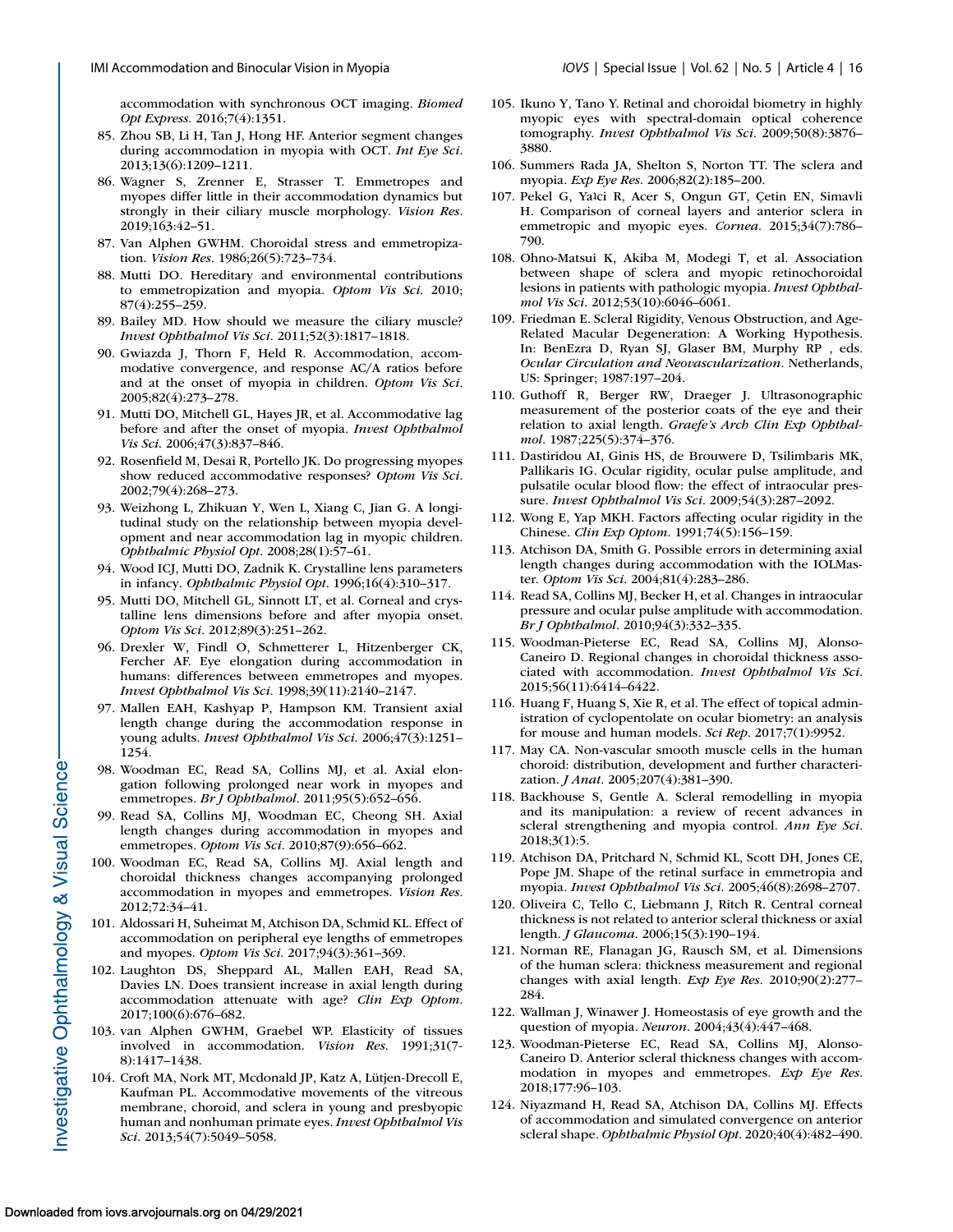accommodation with synchronous OCT imaging. *Biomed Opt Express*. 2016;7(4):1351.

85. Zhou SB, Li H, Tan J, Hong HF. Anterior segment changes during accommodation in myopia with OCT. *Int Eye Sci*. 2013;13(6):1209–1211.
86. Wagner S, Zrenner E, Strasser T. Emmetropes and myopes differ little in their accommodation dynamics but strongly in their ciliary muscle morphology. *Vision Res*. 2019;163:42–51.
87. Van Alphen GWHM. Choroidal stress and emmetropization. *Vision Res*. 1986;26(5):723–734.
88. Mutti DO. Hereditary and environmental contributions to emmetropization and myopia. *Optom Vis Sci*. 2010; 87(4):255–259.
89. Bailey MD. How should we measure the ciliary muscle? *Invest Ophthalmol Vis Sci*. 2011;52(3):1817–1818.
90. Gwiazda J, Thorn F, Held R. Accommodation, accommodative convergence, and response AC/A ratios before and at the onset of myopia in children. *Optom Vis Sci*. 2005;82(4):273–278.
91. Mutti DO, Mitchell GL, Hayes JR, et al. Accommodative lag before and after the onset of myopia. *Invest Ophthalmol Vis Sci*. 2006;47(3):837–846.
92. Rosenfield M, Desai R, Portello JK. Do progressing myopes show reduced accommodative responses? *Optom Vis Sci*. 2002;79(4):268–273.
93. Weizhong L, Zhikuan Y, Wen L, Xiang C, Jian G. A longitudinal study on the relationship between myopia development and near accommodation lag in myopic children. *Ophthalmic Physiol Opt*. 2008;28(1):57–61.
94. Wood ICJ, Mutti DO, Zadnik K. Crystalline lens parameters in infancy. *Ophthalmic Physiol Opt*. 1996;16(4):310–317.
95. Mutti DO, Mitchell GL, Sinnott LT, et al. Corneal and crystalline lens dimensions before and after myopia onset. *Optom Vis Sci*. 2012;89(3):251–262.
96. Drexler W, Findl O, Schmetterer L, Hitzenberger CK, Fercher AF. Eye elongation during accommodation in humans: differences between emmetropes and myopes. *Invest Ophthalmol Vis Sci*. 1998;39(11):2140–2147.
97. Mallen EAH, Kashyap P, Hampson KM. Transient axial length change during the accommodation response in young adults. *Invest Ophthalmol Vis Sci*. 2006;47(3):1251–1254.
98. Woodman EC, Read SA, Collins MJ, et al. Axial elongation following prolonged near work in myopes and emmetropes. *Br J Ophthalmol*. 2011;95(5):652–656.
99. Read SA, Collins MJ, Woodman EC, Cheong SH. Axial length changes during accommodation in myopes and emmetropes. *Optom Vis Sci*. 2010;87(9):656–662.
100. Woodman EC, Read SA, Collins MJ. Axial length and choroidal thickness changes accompanying prolonged accommodation in myopes and emmetropes. *Vision Res*. 2012;72:34–41.
101. Aldossari H, Suheimat M, Atchison DA, Schmid KL. Effect of accommodation on peripheral eye lengths of emmetropes and myopes. *Optom Vis Sci*. 2017;94(3):361–369.
102. Laughton DS, Sheppard AL, Mallen EAH, Read SA, Davies LN. Does transient increase in axial length during accommodation attenuate with age? *Clin Exp Optom*. 2017;100(6):676–682.
103. van Alphen GWHM, Graebel WP. Elasticity of tissues involved in accommodation. *Vision Res*. 1991;31(7-8):1417–1438.
104. Croft MA, Nork MT, Mcdonald JP, Katz A, Lütjen-Drecoll E, Kaufman PL. Accommodative movements of the vitreous membrane, choroid, and sclera in young and presbyopic human and nonhuman primate eyes. *Invest Ophthalmol Vis Sci*. 2013;54(7):5049–5058.
105. Ikuno Y, Tano Y. Retinal and choroidal biometry in highly myopic eyes with spectral-domain optical coherence tomography. *Invest Ophthalmol Vis Sci*. 2009;50(8):3876–3880.
106. Summers Rada JA, Shelton S, Norton TT. The sclera and myopia. *Exp Eye Res*. 2006;82(2):185–200.
107. Pekel G, Yaǧci R, Acer S, Ongun GT, Çetin EN, Simavli H. Comparison of corneal layers and anterior sclera in emmetropic and myopic eyes. *Cornea*. 2015;34(7):786–790.
108. Ohno-Matsui K, Akiba M, Modegi T, et al. Association between shape of sclera and myopic retinochoroidal lesions in patients with pathologic myopia. *Invest Ophthalmol Vis Sci*. 2012;53(10):6046–6061.
109. Friedman E. Scleral Rigidity, Venous Obstruction, and Age-Related Macular Degeneration: A Working Hypothesis. In: BenEzra D, Ryan SJ, Glaser BM, Murphy RP , eds. *Ocular Circulation and Neovascularization*. Netherlands, US: Springer; 1987:197–204.
110. Guthoff R, Berger RW, Draeger J. Ultrasonographic measurement of the posterior coats of the eye and their relation to axial length. *Graefe's Arch Clin Exp Ophthalmol*. 1987;225(5):374–376.
111. Dastiridou AI, Ginis HS, de Brouwere D, Tsilimbaris MK, Pallikaris IG. Ocular rigidity, ocular pulse amplitude, and pulsatile ocular blood flow: the effect of intraocular pressure. *Invest Ophthalmol Vis Sci*. 2009;54(3):287–2092.
112. Wong E, Yap MKH. Factors affecting ocular rigidity in the Chinese. *Clin Exp Optom*. 1991;74(5):156–159.
113. Atchison DA, Smith G. Possible errors in determining axial length changes during accommodation with the IOLMaster. *Optom Vis Sci*. 2004;81(4):283–286.
114. Read SA, Collins MJ, Becker H, et al. Changes in intraocular pressure and ocular pulse amplitude with accommodation. *Br J Ophthalmol*. 2010;94(3):332–335.
115. Woodman-Pieterse EC, Read SA, Collins MJ, Alonso-Caneiro D. Regional changes in choroidal thickness associated with accommodation. *Invest Ophthalmol Vis Sci*. 2015;56(11):6414–6422.
116. Huang F, Huang S, Xie R, et al. The effect of topical administration of cyclopentolate on ocular biometry: an analysis for mouse and human models. *Sci Rep*. 2017;7(1):9952.
117. May CA. Non-vascular smooth muscle cells in the human choroid: distribution, development and further characterization. *J Anat*. 2005;207(4):381–390.
118. Backhouse S, Gentle A. Scleral remodelling in myopia and its manipulation: a review of recent advances in scleral strengthening and myopia control. *Ann Eye Sci*. 2018;3(1):5.
119. Atchison DA, Pritchard N, Schmid KL, Scott DH, Jones CE, Pope JM. Shape of the retinal surface in emmetropia and myopia. *Invest Ophthalmol Vis Sci*. 2005;46(8):2698–2707.
120. Oliveira C, Tello C, Liebmann J, Ritch R. Central corneal thickness is not related to anterior scleral thickness or axial length. *J Glaucoma*. 2006;15(3):190–194.
121. Norman RE, Flanagan JG, Rausch SM, et al. Dimensions of the human sclera: thickness measurement and regional changes with axial length. *Exp Eye Res*. 2010;90(2):277–284.
122. Wallman J, Winawer J. Homeostasis of eye growth and the question of myopia. *Neuron*. 2004;43(4):447–468.
123. Woodman-Pieterse EC, Read SA, Collins MJ, Alonso-Caneiro D. Anterior scleral thickness changes with accommodation in myopes and emmetropes. *Exp Eye Res*. 2018;177:96–103.
124. Niyazmand H, Read SA, Atchison DA, Collins MJ. Effects of accommodation and simulated convergence on anterior scleral shape. *Ophthalmic Physiol Opt*. 2020;40(4):482–490.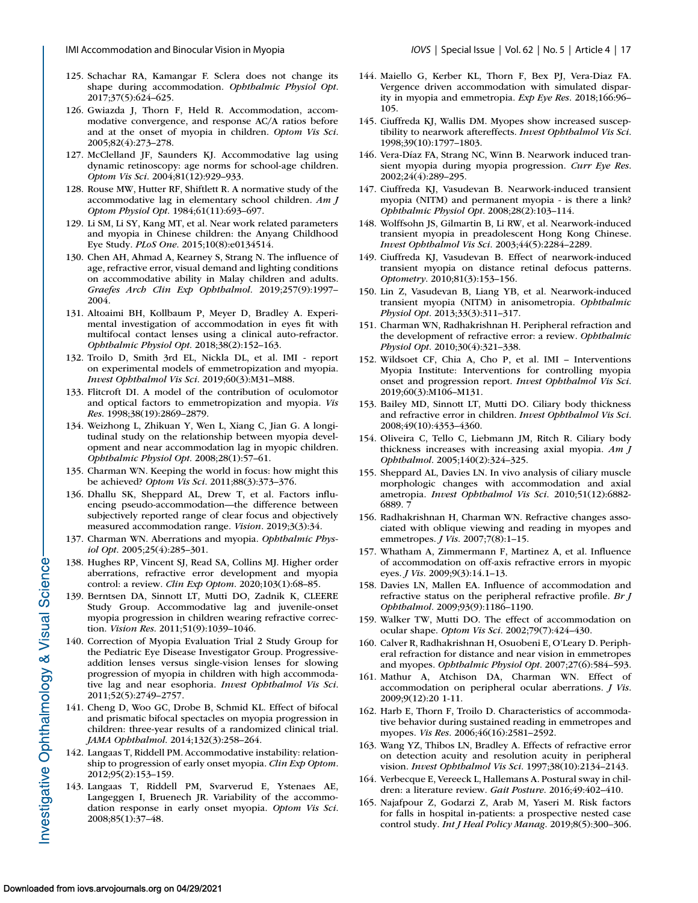125. Schachar RA, Kamangar F. Sclera does not change its shape during accommodation. *Ophthalmic Physiol Opt*. 2017;37(5):624–625.
126. Gwiazda J, Thorn F, Held R. Accommodation, accommodative convergence, and response AC/A ratios before and at the onset of myopia in children. *Optom Vis Sci*. 2005;82(4):273–278.
127. McClelland JF, Saunders KJ. Accommodative lag using dynamic retinoscopy: age norms for school-age children. *Optom Vis Sci*. 2004;81(12):929–933.
128. Rouse MW, Hutter RF, Shiftlett R. A normative study of the accommodative lag in elementary school children. *Am J Optom Physiol Opt*. 1984;61(11):693–697.
129. Li SM, Li SY, Kang MT, et al. Near work related parameters and myopia in Chinese children: the Anyang Childhood Eye Study. *PLoS One*. 2015;10(8):e0134514.
130. Chen AH, Ahmad A, Kearney S, Strang N. The influence of age, refractive error, visual demand and lighting conditions on accommodative ability in Malay children and adults. *Graefes Arch Clin Exp Ophthalmol*. 2019;257(9):1997–2004.
131. Altoaimi BH, Kollbaum P, Meyer D, Bradley A. Experimental investigation of accommodation in eyes fit with multifocal contact lenses using a clinical auto-refractor. *Ophthalmic Physiol Opt*. 2018;38(2):152–163.
132. Troilo D, Smith 3rd EL, Nickla DL, et al. IMI - report on experimental models of emmetropization and myopia. *Invest Ophthalmol Vis Sci*. 2019;60(3):M31–M88.
133. Flitcroft DI. A model of the contribution of oculomotor and optical factors to emmetropization and myopia. *Vis Res*. 1998;38(19):2869–2879.
134. Weizhong L, Zhikuan Y, Wen L, Xiang C, Jian G. A longitudinal study on the relationship between myopia development and near accommodation lag in myopic children. *Ophthalmic Physiol Opt*. 2008;28(1):57–61.
135. Charman WN. Keeping the world in focus: how might this be achieved? *Optom Vis Sci*. 2011;88(3):373–376.
136. Dhallu SK, Sheppard AL, Drew T, et al. Factors influencing pseudo-accommodation—the difference between subjectively reported range of clear focus and objectively measured accommodation range. *Vision*. 2019;3(3):34.
137. Charman WN. Aberrations and myopia. *Ophthalmic Physiol Opt*. 2005;25(4):285–301.
138. Hughes RP, Vincent SJ, Read SA, Collins MJ. Higher order aberrations, refractive error development and myopia control: a review. *Clin Exp Optom*. 2020;103(1):68–85.
139. Berntsen DA, Sinnott LT, Mutti DO, Zadnik K, CLEERE Study Group. Accommodative lag and juvenile-onset myopia progression in children wearing refractive correction. *Vision Res*. 2011;51(9):1039–1046.
140. Correction of Myopia Evaluation Trial 2 Study Group for the Pediatric Eye Disease Investigator Group. Progressive-addition lenses versus single-vision lenses for slowing progression of myopia in children with high accommodative lag and near esophoria. *Invest Ophthalmol Vis Sci*. 2011;52(5):2749–2757.
141. Cheng D, Woo GC, Drobe B, Schmid KL. Effect of bifocal and prismatic bifocal spectacles on myopia progression in children: three-year results of a randomized clinical trial. *JAMA Ophthalmol*. 2014;132(3):258–264.
142. Langaas T, Riddell PM. Accommodative instability: relationship to progression of early onset myopia. *Clin Exp Optom*. 2012;95(2):153–159.
143. Langaas T, Riddell PM, Svarverud E, Ystenaes AE, Langeggen I, Bruenech JR. Variability of the accommodation response in early onset myopia. *Optom Vis Sci*. 2008;85(1):37–48.
144. Maiello G, Kerber KL, Thorn F, Bex PJ, Vera-Diaz FA. Vergence driven accommodation with simulated disparity in myopia and emmetropia. *Exp Eye Res*. 2018;166:96–105.
145. Ciuffreda KJ, Wallis DM. Myopes show increased susceptibility to nearwork aftereffects. *Invest Ophthalmol Vis Sci*. 1998;39(10):1797–1803.
146. Vera-Díaz FA, Strang NC, Winn B. Nearwork induced transient myopia during myopia progression. *Curr Eye Res*. 2002;24(4):289–295.
147. Ciuffreda KJ, Vasudevan B. Nearwork-induced transient myopia (NITM) and permanent myopia - is there a link? *Ophthalmic Physiol Opt*. 2008;28(2):103–114.
148. Wolffsohn JS, Gilmartin B, Li RW, et al. Nearwork-induced transient myopia in preadolescent Hong Kong Chinese. *Invest Ophthalmol Vis Sci*. 2003;44(5):2284–2289.
149. Ciuffreda KJ, Vasudevan B. Effect of nearwork-induced transient myopia on distance retinal defocus patterns. *Optometry*. 2010;81(3):153–156.
150. Lin Z, Vasudevan B, Liang YB, et al. Nearwork-induced transient myopia (NITM) in anisometropia. *Ophthalmic Physiol Opt*. 2013;33(3):311–317.
151. Charman WN, Radhakrishnan H. Peripheral refraction and the development of refractive error: a review. *Ophthalmic Physiol Opt*. 2010;30(4):321–338.
152. Wildsoet CF, Chia A, Cho P, et al. IMI – Interventions Myopia Institute: Interventions for controlling myopia onset and progression report. *Invest Ophthalmol Vis Sci*. 2019;60(3):M106–M131.
153. Bailey MD, Sinnott LT, Mutti DO. Ciliary body thickness and refractive error in children. *Invest Ophthalmol Vis Sci*. 2008;49(10):4353–4360.
154. Oliveira C, Tello C, Liebmann JM, Ritch R. Ciliary body thickness increases with increasing axial myopia. *Am J Ophthalmol*. 2005;140(2):324–325.
155. Sheppard AL, Davies LN. In vivo analysis of ciliary muscle morphologic changes with accommodation and axial ametropia. *Invest Ophthalmol Vis Sci*. 2010;51(12):6882-6889. 7
156. Radhakrishnan H, Charman WN. Refractive changes associated with oblique viewing and reading in myopes and emmetropes. *J Vis*. 2007;7(8):1–15.
157. Whatham A, Zimmermann F, Martinez A, et al. Influence of accommodation on off-axis refractive errors in myopic eyes. *J Vis*. 2009;9(3):14.1–13.
158. Davies LN, Mallen EA. Influence of accommodation and refractive status on the peripheral refractive profile. *Br J Ophthalmol*. 2009;93(9):1186–1190.
159. Walker TW, Mutti DO. The effect of accommodation on ocular shape. *Optom Vis Sci*. 2002;79(7):424–430.
160. Calver R, Radhakrishnan H, Osuobeni E, O'Leary D. Peripheral refraction for distance and near vision in emmetropes and myopes. *Ophthalmic Physiol Opt*. 2007;27(6):584–593.
161. Mathur A, Atchison DA, Charman WN. Effect of accommodation on peripheral ocular aberrations. *J Vis*. 2009;9(12):20 1-11.
162. Harb E, Thorn F, Troilo D. Characteristics of accommodative behavior during sustained reading in emmetropes and myopes. *Vis Res*. 2006;46(16):2581–2592.
163. Wang YZ, Thibos LN, Bradley A. Effects of refractive error on detection acuity and resolution acuity in peripheral vision. *Invest Ophthalmol Vis Sci*. 1997;38(10):2134–2143.
164. Verbecque E, Vereeck L, Hallemans A. Postural sway in children: a literature review. *Gait Posture*. 2016;49:402–410.
165. Najafpour Z, Godarzi Z, Arab M, Yaseri M. Risk factors for falls in hospital in-patients: a prospective nested case control study. *Int J Heal Policy Manag*. 2019;8(5):300–306.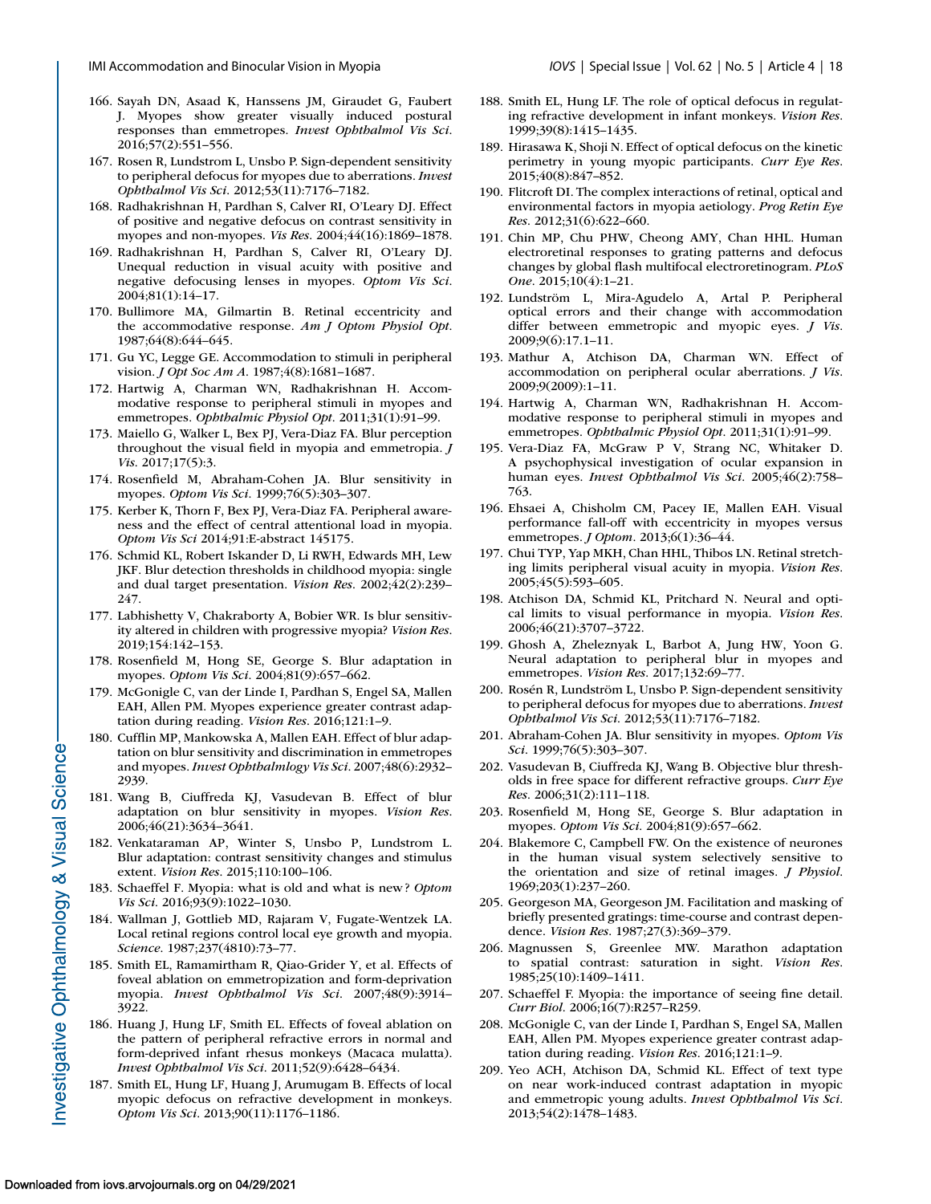166. Sayah DN, Asaad K, Hanssens JM, Giraudet G, Faubert J. Myopes show greater visually induced postural responses than emmetropes. *Invest Ophthalmol Vis Sci*. 2016;57(2):551–556.
167. Rosen R, Lundstrom L, Unsbo P. Sign-dependent sensitivity to peripheral defocus for myopes due to aberrations. *Invest Ophthalmol Vis Sci*. 2012;53(11):7176–7182.
168. Radhakrishnan H, Pardhan S, Calver RI, O'Leary DJ. Effect of positive and negative defocus on contrast sensitivity in myopes and non-myopes. *Vis Res*. 2004;44(16):1869–1878.
169. Radhakrishnan H, Pardhan S, Calver RI, O'Leary DJ. Unequal reduction in visual acuity with positive and negative defocusing lenses in myopes. *Optom Vis Sci*. 2004;81(1):14–17.
170. Bullimore MA, Gilmartin B. Retinal eccentricity and the accommodative response. *Am J Optom Physiol Opt*. 1987;64(8):644–645.
171. Gu YC, Legge GE. Accommodation to stimuli in peripheral vision. *J Opt Soc Am A*. 1987;4(8):1681–1687.
172. Hartwig A, Charman WN, Radhakrishnan H. Accommodative response to peripheral stimuli in myopes and emmetropes. *Ophthalmic Physiol Opt*. 2011;31(1):91–99.
173. Maiello G, Walker L, Bex PJ, Vera-Diaz FA. Blur perception throughout the visual field in myopia and emmetropia. *J Vis*. 2017;17(5):3.
174. Rosenfield M, Abraham-Cohen JA. Blur sensitivity in myopes. *Optom Vis Sci*. 1999;76(5):303–307.
175. Kerber K, Thorn F, Bex PJ, Vera-Diaz FA. Peripheral awareness and the effect of central attentional load in myopia. *Optom Vis Sci* 2014;91:E-abstract 145175.
176. Schmid KL, Robert Iskander D, Li RWH, Edwards MH, Lew JKF. Blur detection thresholds in childhood myopia: single and dual target presentation. *Vision Res*. 2002;42(2):239–247.
177. Labhishetty V, Chakraborty A, Bobier WR. Is blur sensitivity altered in children with progressive myopia? *Vision Res*. 2019;154:142–153.
178. Rosenfield M, Hong SE, George S. Blur adaptation in myopes. *Optom Vis Sci*. 2004;81(9):657–662.
179. McGonigle C, van der Linde I, Pardhan S, Engel SA, Mallen EAH, Allen PM. Myopes experience greater contrast adaptation during reading. *Vision Res*. 2016;121:1–9.
180. Cufflin MP, Mankowska A, Mallen EAH. Effect of blur adaptation on blur sensitivity and discrimination in emmetropes and myopes. *Invest Ophthalmlogy Vis Sci*. 2007;48(6):2932–2939.
181. Wang B, Ciuffreda KJ, Vasudevan B. Effect of blur adaptation on blur sensitivity in myopes. *Vision Res*. 2006;46(21):3634–3641.
182. Venkataraman AP, Winter S, Unsbo P, Lundstrom L. Blur adaptation: contrast sensitivity changes and stimulus extent. *Vision Res*. 2015;110:100–106.
183. Schaeffel F. Myopia: what is old and what is new? *Optom Vis Sci*. 2016;93(9):1022–1030.
184. Wallman J, Gottlieb MD, Rajaram V, Fugate-Wentzek LA. Local retinal regions control local eye growth and myopia. *Science*. 1987;237(4810):73–77.
185. Smith EL, Ramamirtham R, Qiao-Grider Y, et al. Effects of foveal ablation on emmetropization and form-deprivation myopia. *Invest Ophthalmol Vis Sci*. 2007;48(9):3914–3922.
186. Huang J, Hung LF, Smith EL. Effects of foveal ablation on the pattern of peripheral refractive errors in normal and form-deprived infant rhesus monkeys (Macaca mulatta). *Invest Ophthalmol Vis Sci*. 2011;52(9):6428–6434.
187. Smith EL, Hung LF, Huang J, Arumugam B. Effects of local myopic defocus on refractive development in monkeys. *Optom Vis Sci*. 2013;90(11):1176–1186.
188. Smith EL, Hung LF. The role of optical defocus in regulating refractive development in infant monkeys. *Vision Res*. 1999;39(8):1415–1435.
189. Hirasawa K, Shoji N. Effect of optical defocus on the kinetic perimetry in young myopic participants. *Curr Eye Res*. 2015;40(8):847–852.
190. Flitcroft DI. The complex interactions of retinal, optical and environmental factors in myopia aetiology. *Prog Retin Eye Res*. 2012;31(6):622–660.
191. Chin MP, Chu PHW, Cheong AMY, Chan HHL. Human electroretinal responses to grating patterns and defocus changes by global flash multifocal electroretinogram. *PLoS One*. 2015;10(4):1–21.
192. Lundström L, Mira-Agudelo A, Artal P. Peripheral optical errors and their change with accommodation differ between emmetropic and myopic eyes. *J Vis*. 2009;9(6):17.1–11.
193. Mathur A, Atchison DA, Charman WN. Effect of accommodation on peripheral ocular aberrations. *J Vis*. 2009;9(2009):1–11.
194. Hartwig A, Charman WN, Radhakrishnan H. Accommodative response to peripheral stimuli in myopes and emmetropes. *Ophthalmic Physiol Opt*. 2011;31(1):91–99.
195. Vera-Diaz FA, McGraw P V, Strang NC, Whitaker D. A psychophysical investigation of ocular expansion in human eyes. *Invest Ophthalmol Vis Sci*. 2005;46(2):758–763.
196. Ehsaei A, Chisholm CM, Pacey IE, Mallen EAH. Visual performance fall-off with eccentricity in myopes versus emmetropes. *J Optom*. 2013;6(1):36–44.
197. Chui TYP, Yap MKH, Chan HHL, Thibos LN. Retinal stretching limits peripheral visual acuity in myopia. *Vision Res*. 2005;45(5):593–605.
198. Atchison DA, Schmid KL, Pritchard N. Neural and optical limits to visual performance in myopia. *Vision Res*. 2006;46(21):3707–3722.
199. Ghosh A, Zheleznyak L, Barbot A, Jung HW, Yoon G. Neural adaptation to peripheral blur in myopes and emmetropes. *Vision Res*. 2017;132:69–77.
200. Rosén R, Lundström L, Unsbo P. Sign-dependent sensitivity to peripheral defocus for myopes due to aberrations. *Invest Ophthalmol Vis Sci*. 2012;53(11):7176–7182.
201. Abraham-Cohen JA. Blur sensitivity in myopes. *Optom Vis Sci*. 1999;76(5):303–307.
202. Vasudevan B, Ciuffreda KJ, Wang B. Objective blur thresholds in free space for different refractive groups. *Curr Eye Res*. 2006;31(2):111–118.
203. Rosenfield M, Hong SE, George S. Blur adaptation in myopes. *Optom Vis Sci*. 2004;81(9):657–662.
204. Blakemore C, Campbell FW. On the existence of neurones in the human visual system selectively sensitive to the orientation and size of retinal images. *J Physiol*. 1969;203(1):237–260.
205. Georgeson MA, Georgeson JM. Facilitation and masking of briefly presented gratings: time-course and contrast dependence. *Vision Res*. 1987;27(3):369–379.
206. Magnussen S, Greenlee MW. Marathon adaptation to spatial contrast: saturation in sight. *Vision Res*. 1985;25(10):1409–1411.
207. Schaeffel F. Myopia: the importance of seeing fine detail. *Curr Biol*. 2006;16(7):R257–R259.
208. McGonigle C, van der Linde I, Pardhan S, Engel SA, Mallen EAH, Allen PM. Myopes experience greater contrast adaptation during reading. *Vision Res*. 2016;121:1–9.
209. Yeo ACH, Atchison DA, Schmid KL. Effect of text type on near work-induced contrast adaptation in myopic and emmetropic young adults. *Invest Ophthalmol Vis Sci*. 2013;54(2):1478–1483.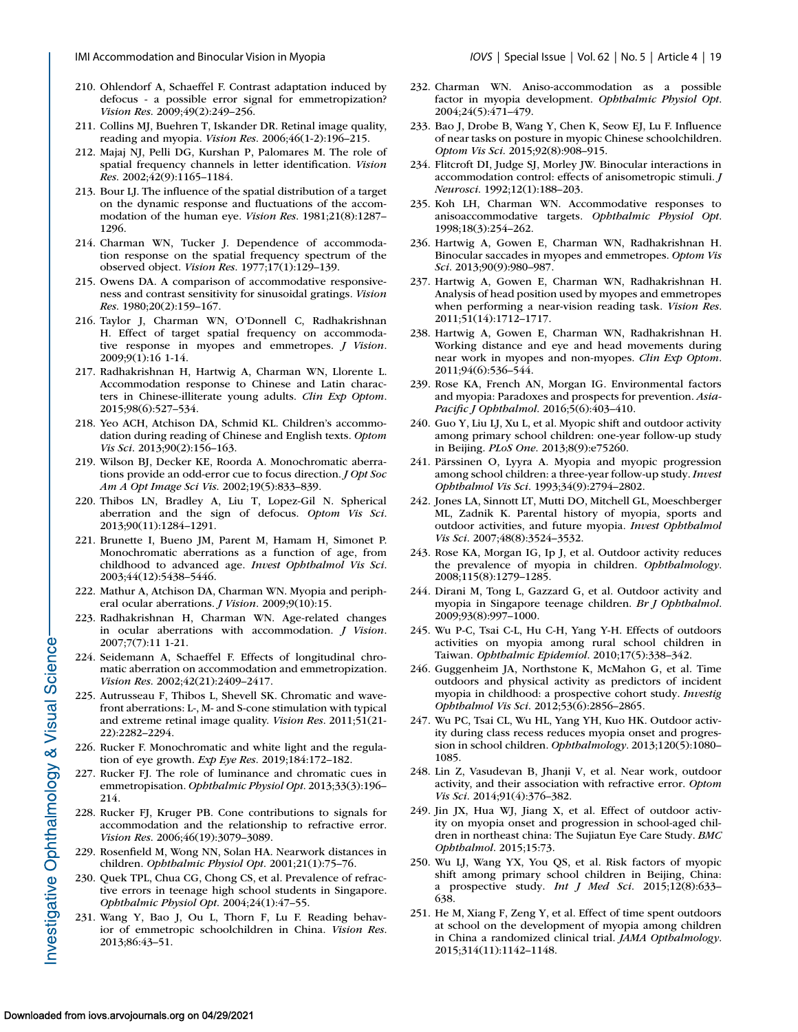210. Ohlendorf A, Schaeffel F. Contrast adaptation induced by defocus - a possible error signal for emmetropization? *Vision Res*. 2009;49(2):249–256.
211. Collins MJ, Buehren T, Iskander DR. Retinal image quality, reading and myopia. *Vision Res*. 2006;46(1-2):196–215.
212. Majaj NJ, Pelli DG, Kurshan P, Palomares M. The role of spatial frequency channels in letter identification. *Vision Res*. 2002;42(9):1165–1184.
213. Bour LJ. The influence of the spatial distribution of a target on the dynamic response and fluctuations of the accommodation of the human eye. *Vision Res*. 1981;21(8):1287–1296.
214. Charman WN, Tucker J. Dependence of accommodation response on the spatial frequency spectrum of the observed object. *Vision Res*. 1977;17(1):129–139.
215. Owens DA. A comparison of accommodative responsiveness and contrast sensitivity for sinusoidal gratings. *Vision Res*. 1980;20(2):159–167.
216. Taylor J, Charman WN, O'Donnell C, Radhakrishnan H. Effect of target spatial frequency on accommodative response in myopes and emmetropes. *J Vision*. 2009;9(1):16 1-14.
217. Radhakrishnan H, Hartwig A, Charman WN, Llorente L. Accommodation response to Chinese and Latin characters in Chinese-illiterate young adults. *Clin Exp Optom*. 2015;98(6):527–534.
218. Yeo ACH, Atchison DA, Schmid KL. Children's accommodation during reading of Chinese and English texts. *Optom Vis Sci*. 2013;90(2):156–163.
219. Wilson BJ, Decker KE, Roorda A. Monochromatic aberrations provide an odd-error cue to focus direction. *J Opt Soc Am A Opt Image Sci Vis*. 2002;19(5):833–839.
220. Thibos LN, Bradley A, Liu T, Lopez-Gil N. Spherical aberration and the sign of defocus. *Optom Vis Sci*. 2013;90(11):1284–1291.
221. Brunette I, Bueno JM, Parent M, Hamam H, Simonet P. Monochromatic aberrations as a function of age, from childhood to advanced age. *Invest Ophthalmol Vis Sci*. 2003;44(12):5438–5446.
222. Mathur A, Atchison DA, Charman WN. Myopia and peripheral ocular aberrations. *J Vision*. 2009;9(10):15.
223. Radhakrishnan H, Charman WN. Age-related changes in ocular aberrations with accommodation. *J Vision*. 2007;7(7):11 1-21.
224. Seidemann A, Schaeffel F. Effects of longitudinal chromatic aberration on accommodation and emmetropization. *Vision Res*. 2002;42(21):2409–2417.
225. Autrusseau F, Thibos L, Shevell SK. Chromatic and wavefront aberrations: L-, M- and S-cone stimulation with typical and extreme retinal image quality. *Vision Res*. 2011;51(21-22):2282–2294.
226. Rucker F. Monochromatic and white light and the regulation of eye growth. *Exp Eye Res*. 2019;184:172–182.
227. Rucker FJ. The role of luminance and chromatic cues in emmetropisation. *Ophthalmic Physiol Opt*. 2013;33(3):196–214.
228. Rucker FJ, Kruger PB. Cone contributions to signals for accommodation and the relationship to refractive error. *Vision Res*. 2006;46(19):3079–3089.
229. Rosenfield M, Wong NN, Solan HA. Nearwork distances in children. *Ophthalmic Physiol Opt*. 2001;21(1):75–76.
230. Quek TPL, Chua CG, Chong CS, et al. Prevalence of refractive errors in teenage high school students in Singapore. *Ophthalmic Physiol Opt*. 2004;24(1):47–55.
231. Wang Y, Bao J, Ou L, Thorn F, Lu F. Reading behavior of emmetropic schoolchildren in China. *Vision Res*. 2013;86:43–51.
232. Charman WN. Aniso-accommodation as a possible factor in myopia development. *Ophthalmic Physiol Opt*. 2004;24(5):471–479.
233. Bao J, Drobe B, Wang Y, Chen K, Seow EJ, Lu F. Influence of near tasks on posture in myopic Chinese schoolchildren. *Optom Vis Sci*. 2015;92(8):908–915.
234. Flitcroft DI, Judge SJ, Morley JW. Binocular interactions in accommodation control: effects of anisometropic stimuli. *J Neurosci*. 1992;12(1):188–203.
235. Koh LH, Charman WN. Accommodative responses to anisoaccommodative targets. *Ophthalmic Physiol Opt*. 1998;18(3):254–262.
236. Hartwig A, Gowen E, Charman WN, Radhakrishnan H. Binocular saccades in myopes and emmetropes. *Optom Vis Sci*. 2013;90(9):980–987.
237. Hartwig A, Gowen E, Charman WN, Radhakrishnan H. Analysis of head position used by myopes and emmetropes when performing a near-vision reading task. *Vision Res*. 2011;51(14):1712–1717.
238. Hartwig A, Gowen E, Charman WN, Radhakrishnan H. Working distance and eye and head movements during near work in myopes and non-myopes. *Clin Exp Optom*. 2011;94(6):536–544.
239. Rose KA, French AN, Morgan IG. Environmental factors and myopia: Paradoxes and prospects for prevention. *Asia-Pacific J Ophthalmol*. 2016;5(6):403–410.
240. Guo Y, Liu LJ, Xu L, et al. Myopic shift and outdoor activity among primary school children: one-year follow-up study in Beijing. *PLoS One*. 2013;8(9):e75260.
241. Pärssinen O, Lyyra A. Myopia and myopic progression among school children: a three-year follow-up study. *Invest Ophthalmol Vis Sci*. 1993;34(9):2794–2802.
242. Jones LA, Sinnott LT, Mutti DO, Mitchell GL, Moeschberger ML, Zadnik K. Parental history of myopia, sports and outdoor activities, and future myopia. *Invest Ophthalmol Vis Sci*. 2007;48(8):3524–3532.
243. Rose KA, Morgan IG, Ip J, et al. Outdoor activity reduces the prevalence of myopia in children. *Ophthalmology*. 2008;115(8):1279–1285.
244. Dirani M, Tong L, Gazzard G, et al. Outdoor activity and myopia in Singapore teenage children. *Br J Ophthalmol*. 2009;93(8):997–1000.
245. Wu P-C, Tsai C-L, Hu C-H, Yang Y-H. Effects of outdoors activities on myopia among rural school children in Taiwan. *Ophthalmic Epidemiol*. 2010;17(5):338–342.
246. Guggenheim JA, Northstone K, McMahon G, et al. Time outdoors and physical activity as predictors of incident myopia in childhood: a prospective cohort study. *Investig Ophthalmol Vis Sci*. 2012;53(6):2856–2865.
247. Wu PC, Tsai CL, Wu HL, Yang YH, Kuo HK. Outdoor activity during class recess reduces myopia onset and progression in school children. *Ophthalmology*. 2013;120(5):1080–1085.
248. Lin Z, Vasudevan B, Jhanji V, et al. Near work, outdoor activity, and their association with refractive error. *Optom Vis Sci*. 2014;91(4):376–382.
249. Jin JX, Hua WJ, Jiang X, et al. Effect of outdoor activity on myopia onset and progression in school-aged children in northeast china: The Sujiatun Eye Care Study. *BMC Ophthalmol*. 2015;15:73.
250. Wu LJ, Wang YX, You QS, et al. Risk factors of myopic shift among primary school children in Beijing, China: a prospective study. *Int J Med Sci*. 2015;12(8):633–638.
251. He M, Xiang F, Zeng Y, et al. Effect of time spent outdoors at school on the development of myopia among children in China a randomized clinical trial. *JAMA Opthalmology*. 2015;314(11):1142–1148.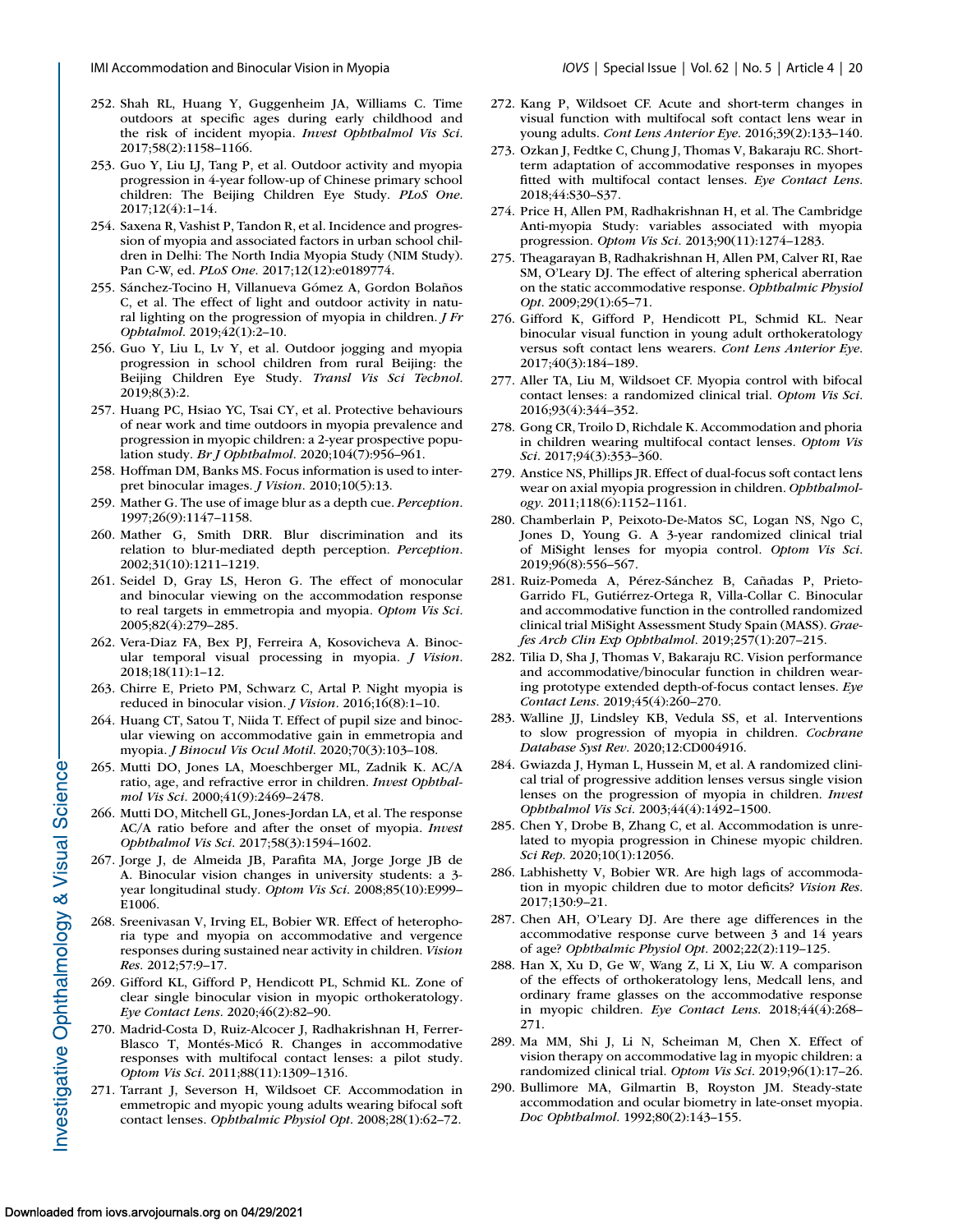252. Shah RL, Huang Y, Guggenheim JA, Williams C. Time outdoors at specific ages during early childhood and the risk of incident myopia. *Invest Ophthalmol Vis Sci*. 2017;58(2):1158–1166.
253. Guo Y, Liu LJ, Tang P, et al. Outdoor activity and myopia progression in 4-year follow-up of Chinese primary school children: The Beijing Children Eye Study. *PLoS One*. 2017;12(4):1–14.
254. Saxena R, Vashist P, Tandon R, et al. Incidence and progression of myopia and associated factors in urban school children in Delhi: The North India Myopia Study (NIM Study). Pan C-W, ed. *PLoS One*. 2017;12(12):e0189774.
255. Sánchez-Tocino H, Villanueva Gómez A, Gordon Bolaños C, et al. The effect of light and outdoor activity in natural lighting on the progression of myopia in children. *J Fr Ophtalmol*. 2019;42(1):2–10.
256. Guo Y, Liu L, Lv Y, et al. Outdoor jogging and myopia progression in school children from rural Beijing: the Beijing Children Eye Study. *Transl Vis Sci Technol*. 2019;8(3):2.
257. Huang PC, Hsiao YC, Tsai CY, et al. Protective behaviours of near work and time outdoors in myopia prevalence and progression in myopic children: a 2-year prospective population study. *Br J Ophthalmol*. 2020;104(7):956–961.
258. Hoffman DM, Banks MS. Focus information is used to interpret binocular images. *J Vision*. 2010;10(5):13.
259. Mather G. The use of image blur as a depth cue. *Perception*. 1997;26(9):1147–1158.
260. Mather G, Smith DRR. Blur discrimination and its relation to blur-mediated depth perception. *Perception*. 2002;31(10):1211–1219.
261. Seidel D, Gray LS, Heron G. The effect of monocular and binocular viewing on the accommodation response to real targets in emmetropia and myopia. *Optom Vis Sci*. 2005;82(4):279–285.
262. Vera-Diaz FA, Bex PJ, Ferreira A, Kosovicheva A. Binocular temporal visual processing in myopia. *J Vision*. 2018;18(11):1–12.
263. Chirre E, Prieto PM, Schwarz C, Artal P. Night myopia is reduced in binocular vision. *J Vision*. 2016;16(8):1–10.
264. Huang CT, Satou T, Niida T. Effect of pupil size and binocular viewing on accommodative gain in emmetropia and myopia. *J Binocul Vis Ocul Motil*. 2020;70(3):103–108.
265. Mutti DO, Jones LA, Moeschberger ML, Zadnik K. AC/A ratio, age, and refractive error in children. *Invest Ophthalmol Vis Sci*. 2000;41(9):2469–2478.
266. Mutti DO, Mitchell GL, Jones-Jordan LA, et al. The response AC/A ratio before and after the onset of myopia. *Invest Ophthalmol Vis Sci*. 2017;58(3):1594–1602.
267. Jorge J, de Almeida JB, Parafita MA, Jorge Jorge JB de A. Binocular vision changes in university students: a 3-year longitudinal study. *Optom Vis Sci*. 2008;85(10):E999–E1006.
268. Sreenivasan V, Irving EL, Bobier WR. Effect of heterophoria type and myopia on accommodative and vergence responses during sustained near activity in children. *Vision Res*. 2012;57:9–17.
269. Gifford KL, Gifford P, Hendicott PL, Schmid KL. Zone of clear single binocular vision in myopic orthokeratology. *Eye Contact Lens*. 2020;46(2):82–90.
270. Madrid-Costa D, Ruiz-Alcocer J, Radhakrishnan H, Ferrer-Blasco T, Montés-Micó R. Changes in accommodative responses with multifocal contact lenses: a pilot study. *Optom Vis Sci*. 2011;88(11):1309–1316.
271. Tarrant J, Severson H, Wildsoet CF. Accommodation in emmetropic and myopic young adults wearing bifocal soft contact lenses. *Ophthalmic Physiol Opt*. 2008;28(1):62–72.
272. Kang P, Wildsoet CF. Acute and short-term changes in visual function with multifocal soft contact lens wear in young adults. *Cont Lens Anterior Eye*. 2016;39(2):133–140.
273. Ozkan J, Fedtke C, Chung J, Thomas V, Bakaraju RC. Short-term adaptation of accommodative responses in myopes fitted with multifocal contact lenses. *Eye Contact Lens*. 2018;44:S30–S37.
274. Price H, Allen PM, Radhakrishnan H, et al. The Cambridge Anti-myopia Study: variables associated with myopia progression. *Optom Vis Sci*. 2013;90(11):1274–1283.
275. Theagarayan B, Radhakrishnan H, Allen PM, Calver RI, Rae SM, O'Leary DJ. The effect of altering spherical aberration on the static accommodative response. *Ophthalmic Physiol Opt*. 2009;29(1):65–71.
276. Gifford K, Gifford P, Hendicott PL, Schmid KL. Near binocular visual function in young adult orthokeratology versus soft contact lens wearers. *Cont Lens Anterior Eye*. 2017;40(3):184–189.
277. Aller TA, Liu M, Wildsoet CF. Myopia control with bifocal contact lenses: a randomized clinical trial. *Optom Vis Sci*. 2016;93(4):344–352.
278. Gong CR, Troilo D, Richdale K. Accommodation and phoria in children wearing multifocal contact lenses. *Optom Vis Sci*. 2017;94(3):353–360.
279. Anstice NS, Phillips JR. Effect of dual-focus soft contact lens wear on axial myopia progression in children. *Ophthalmology*. 2011;118(6):1152–1161.
280. Chamberlain P, Peixoto-De-Matos SC, Logan NS, Ngo C, Jones D, Young G. A 3-year randomized clinical trial of MiSight lenses for myopia control. *Optom Vis Sci*. 2019;96(8):556–567.
281. Ruiz-Pomeda A, Pérez-Sánchez B, Cañadas P, Prieto-Garrido FL, Gutiérrez-Ortega R, Villa-Collar C. Binocular and accommodative function in the controlled randomized clinical trial MiSight Assessment Study Spain (MASS). *Graefes Arch Clin Exp Ophthalmol*. 2019;257(1):207–215.
282. Tilia D, Sha J, Thomas V, Bakaraju RC. Vision performance and accommodative/binocular function in children wearing prototype extended depth-of-focus contact lenses. *Eye Contact Lens*. 2019;45(4):260–270.
283. Walline JJ, Lindsley KB, Vedula SS, et al. Interventions to slow progression of myopia in children. *Cochrane Database Syst Rev*. 2020;12:CD004916.
284. Gwiazda J, Hyman L, Hussein M, et al. A randomized clinical trial of progressive addition lenses versus single vision lenses on the progression of myopia in children. *Invest Ophthalmol Vis Sci*. 2003;44(4):1492–1500.
285. Chen Y, Drobe B, Zhang C, et al. Accommodation is unrelated to myopia progression in Chinese myopic children. *Sci Rep*. 2020;10(1):12056.
286. Labhishetty V, Bobier WR. Are high lags of accommodation in myopic children due to motor deficits? *Vision Res*. 2017;130:9–21.
287. Chen AH, O'Leary DJ. Are there age differences in the accommodative response curve between 3 and 14 years of age? *Ophthalmic Physiol Opt*. 2002;22(2):119–125.
288. Han X, Xu D, Ge W, Wang Z, Li X, Liu W. A comparison of the effects of orthokeratology lens, Medcall lens, and ordinary frame glasses on the accommodative response in myopic children. *Eye Contact Lens*. 2018;44(4):268–271.
289. Ma MM, Shi J, Li N, Scheiman M, Chen X. Effect of vision therapy on accommodative lag in myopic children: a randomized clinical trial. *Optom Vis Sci*. 2019;96(1):17–26.
290. Bullimore MA, Gilmartin B, Royston JM. Steady-state accommodation and ocular biometry in late-onset myopia. *Doc Ophthalmol*. 1992;80(2):143–155.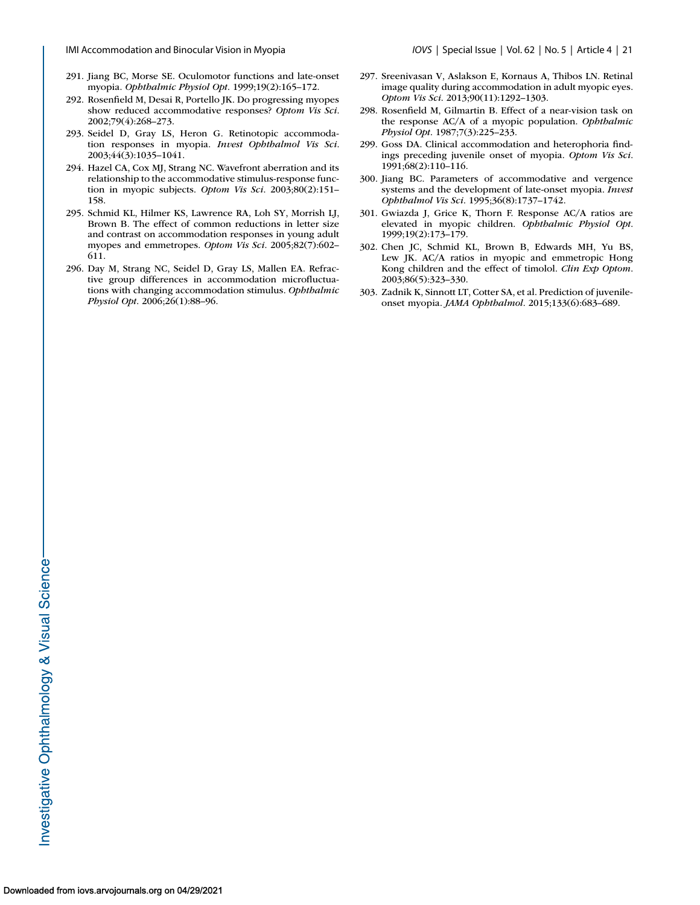291. Jiang BC, Morse SE. Oculomotor functions and late-onset myopia. *Ophthalmic Physiol Opt*. 1999;19(2):165–172.
292. Rosenfield M, Desai R, Portello JK. Do progressing myopes show reduced accommodative responses? *Optom Vis Sci*. 2002;79(4):268–273.
293. Seidel D, Gray LS, Heron G. Retinotopic accommodation responses in myopia. *Invest Ophthalmol Vis Sci*. 2003;44(3):1035–1041.
294. Hazel CA, Cox MJ, Strang NC. Wavefront aberration and its relationship to the accommodative stimulus-response function in myopic subjects. *Optom Vis Sci*. 2003;80(2):151–158.
295. Schmid KL, Hilmer KS, Lawrence RA, Loh SY, Morrish LJ, Brown B. The effect of common reductions in letter size and contrast on accommodation responses in young adult myopes and emmetropes. *Optom Vis Sci*. 2005;82(7):602–611.
296. Day M, Strang NC, Seidel D, Gray LS, Mallen EA. Refractive group differences in accommodation microfluctuations with changing accommodation stimulus. *Ophthalmic Physiol Opt*. 2006;26(1):88–96.
297. Sreenivasan V, Aslakson E, Kornaus A, Thibos LN. Retinal image quality during accommodation in adult myopic eyes. *Optom Vis Sci.* 2013;90(11):1292–1303.
298. Rosenfield M, Gilmartin B. Effect of a near-vision task on the response AC/A of a myopic population. *Ophthalmic Physiol Opt*. 1987;7(3):225–233.
299. Goss DA. Clinical accommodation and heterophoria findings preceding juvenile onset of myopia. *Optom Vis Sci*. 1991;68(2):110–116.
300. Jiang BC. Parameters of accommodative and vergence systems and the development of late-onset myopia. *Invest Ophthalmol Vis Sci*. 1995;36(8):1737–1742.
301. Gwiazda J, Grice K, Thorn F. Response AC/A ratios are elevated in myopic children. *Ophthalmic Physiol Opt*. 1999;19(2):173–179.
302. Chen JC, Schmid KL, Brown B, Edwards MH, Yu BS, Lew JK. AC/A ratios in myopic and emmetropic Hong Kong children and the effect of timolol. *Clin Exp Optom*. 2003;86(5):323–330.
303. Zadnik K, Sinnott LT, Cotter SA, et al. Prediction of juvenile-onset myopia. *JAMA Ophthalmol*. 2015;133(6):683–689.